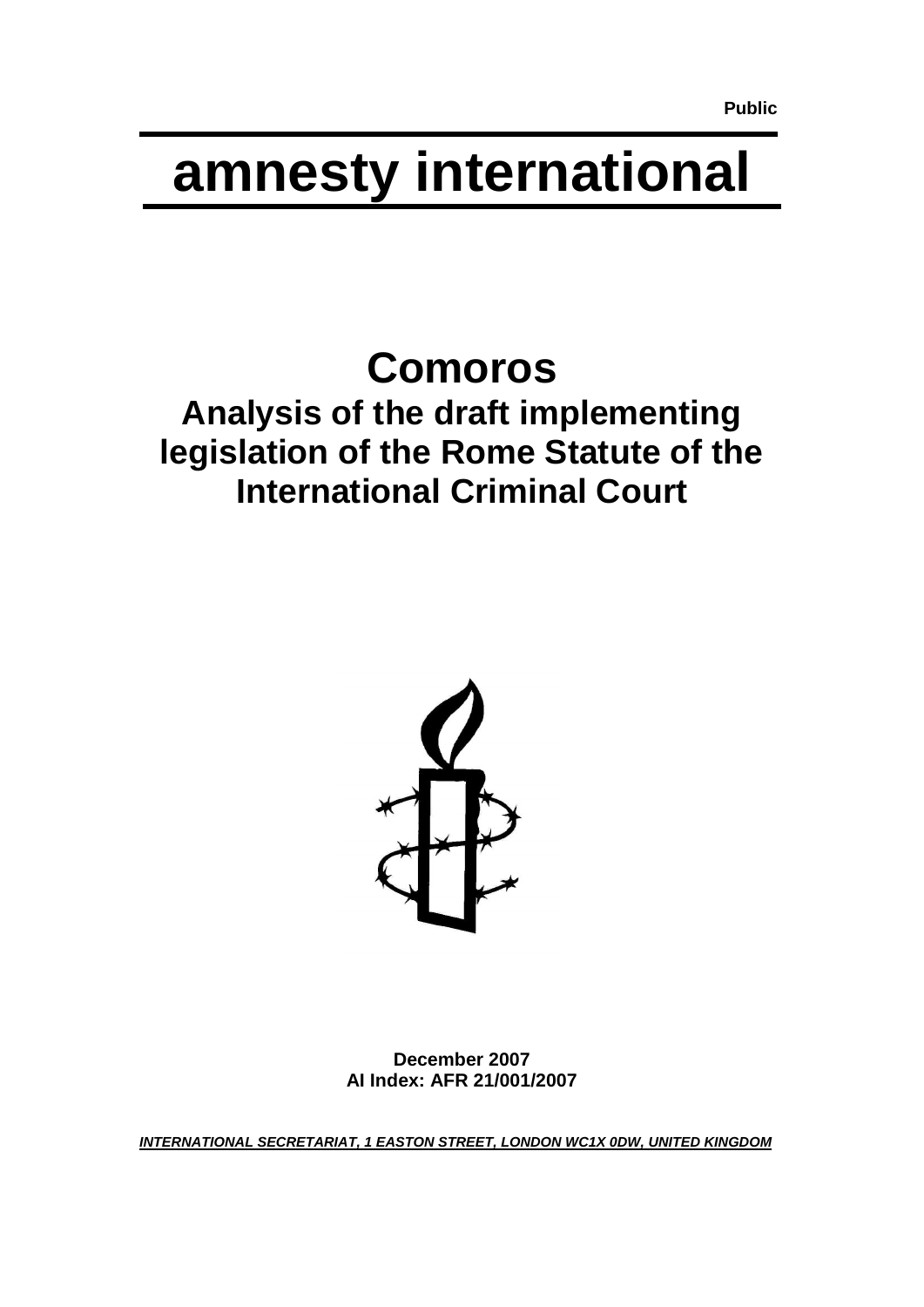Public

# amnesty international

# Comoros

## Analysis of the draft implementing legislation of the Rome Statute of the International Criminal Court

**December 2007**
**AI Index: AFR 21/001/2007**

***INTERNATIONAL SECRETARIAT, 1 EASTON STREET, LONDON WC1X 0DW, UNITED KINGDOM***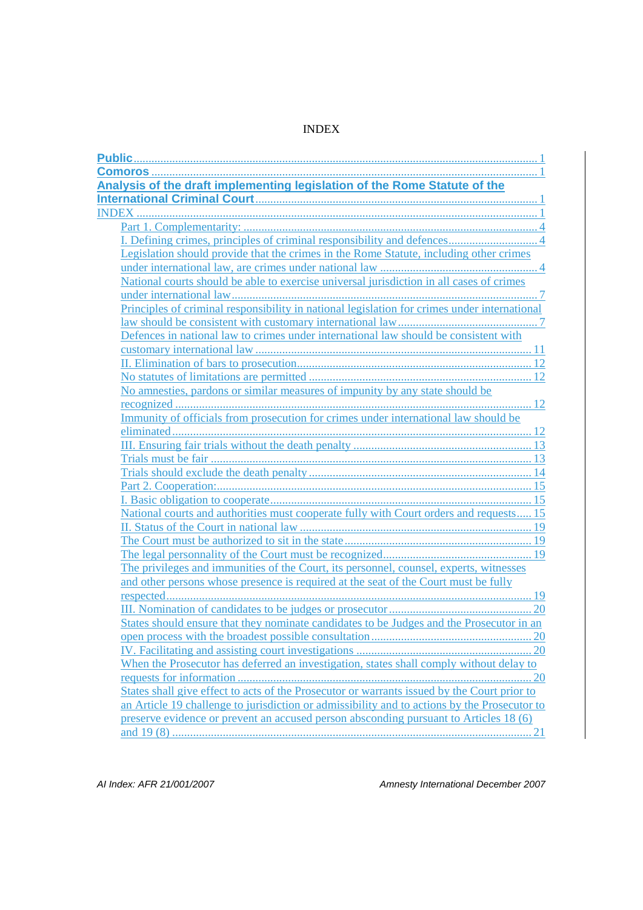INDEX

- Public ........ 1
- Comoros ........ 1
- Analysis of the draft implementing legislation of the Rome Statute of the International Criminal Court ........ 1
- INDEX ........ 1
  - Part 1. Complementarity: ........ 4
  - I. Defining crimes, principles of criminal responsibility and defences ........ 4
  - Legislation should provide that the crimes in the Rome Statute, including other crimes under international law, are crimes under national law ........ 4
  - National courts should be able to exercise universal jurisdiction in all cases of crimes under international law ........ 7
  - Principles of criminal responsibility in national legislation for crimes under international law should be consistent with customary international law ........ 7
  - Defences in national law to crimes under international law should be consistent with customary international law ........ 11
  - II. Elimination of bars to prosecution ........ 12
  - No statutes of limitations are permitted ........ 12
  - No amnesties, pardons or similar measures of impunity by any state should be recognized ........ 12
  - Immunity of officials from prosecution for crimes under international law should be eliminated ........ 12
  - III. Ensuring fair trials without the death penalty ........ 13
  - Trials must be fair ........ 13
  - Trials should exclude the death penalty ........ 14
  - Part 2. Cooperation: ........ 15
  - I. Basic obligation to cooperate ........ 15
  - National courts and authorities must cooperate fully with Court orders and requests ........ 15
  - II. Status of the Court in national law ........ 19
  - The Court must be authorized to sit in the state ........ 19
  - The legal personnality of the Court must be recognized ........ 19
  - The privileges and immunities of the Court, its personnel, counsel, experts, witnesses and other persons whose presence is required at the seat of the Court must be fully respected ........ 19
  - III. Nomination of candidates to be judges or prosecutor ........ 20
  - States should ensure that they nominate candidates to be Judges and the Prosecutor in an open process with the broadest possible consultation ........ 20
  - IV. Facilitating and assisting court investigations ........ 20
  - When the Prosecutor has deferred an investigation, states shall comply without delay to requests for information ........ 20
  - States shall give effect to acts of the Prosecutor or warrants issued by the Court prior to an Article 19 challenge to jurisdiction or admissibility and to actions by the Prosecutor to preserve evidence or prevent an accused person absconding pursuant to Articles 18 (6) and 19 (8) ........ 21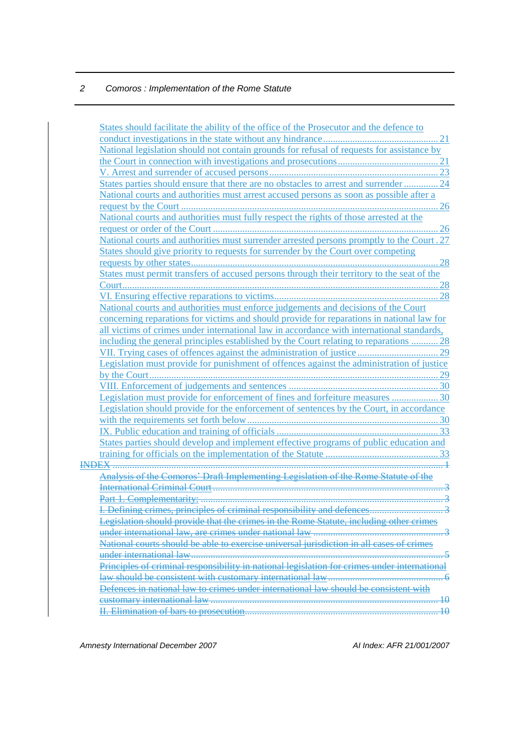States should facilitate the ability of the office of the Prosecutor and the defence to conduct investigations in the state without any hindrance .............................................. 21

National legislation should not contain grounds for refusal of requests for assistance by the Court in connection with investigations and prosecutions ......................................... 21

V. Arrest and surrender of accused persons ..................................................................... 23

States parties should ensure that there are no obstacles to arrest and surrender .............. 24

National courts and authorities must arrest accused persons as soon as possible after a request by the Court ........................................................................................................ 26

National courts and authorities must fully respect the rights of those arrested at the request or order of the Court ........................................................................................... 26

National courts and authorities must surrender arrested persons promptly to the Court . 27

States should give priority to requests for surrender by the Court over competing requests by other states...................................................................................................... 28

States must permit transfers of accused persons through their territory to the seat of the Court................................................................................................................................. 28

VI. Ensuring effective reparations to victims................................................................... 28

National courts and authorities must enforce judgements and decisions of the Court concerning reparations for victims and should provide for reparations in national law for all victims of crimes under international law in accordance with international standards, including the general principles established by the Court relating to reparations ........... 28

VII. Trying cases of offences against the administration of justice ................................. 29

Legislation must provide for punishment of offences against the administration of justice by the Court...................................................................................................................... 29

VIII. Enforcement of judgements and sentences ............................................................. 30

Legislation must provide for enforcement of fines and forfeiture measures ................... 30

Legislation should provide for the enforcement of sentences by the Court, in accordance with the requirements set forth below ............................................................................. 30

IX. Public education and training of officials .................................................................. 33

States parties should develop and implement effective programs of public education and training for officials on the implementation of the Statute .............................................. 33

~~INDEX ............................................................................................................................... 1~~

~~Analysis of the Comoros' Draft Implementing Legislation of the Rome Statute of the International Criminal Court ............................................................................................. 3~~

~~Part 1. Complementarity: .................................................................................................. 3~~

~~I. Defining crimes, principles of criminal responsibility and defences............................. 3~~

~~Legislation should provide that the crimes in the Rome Statute, including other crimes under international law, are crimes under national law .................................................... 3~~

~~National courts should be able to exercise universal jurisdiction in all cases of crimes under international law....................................................................................................... 5~~

~~Principles of criminal responsibility in national legislation for crimes under international law should be consistent with customary international law ............................................... 6~~

~~Defences in national law to crimes under international law should be consistent with customary international law ............................................................................................ 10~~

~~II. Elimination of bars to prosecution.............................................................................. 10~~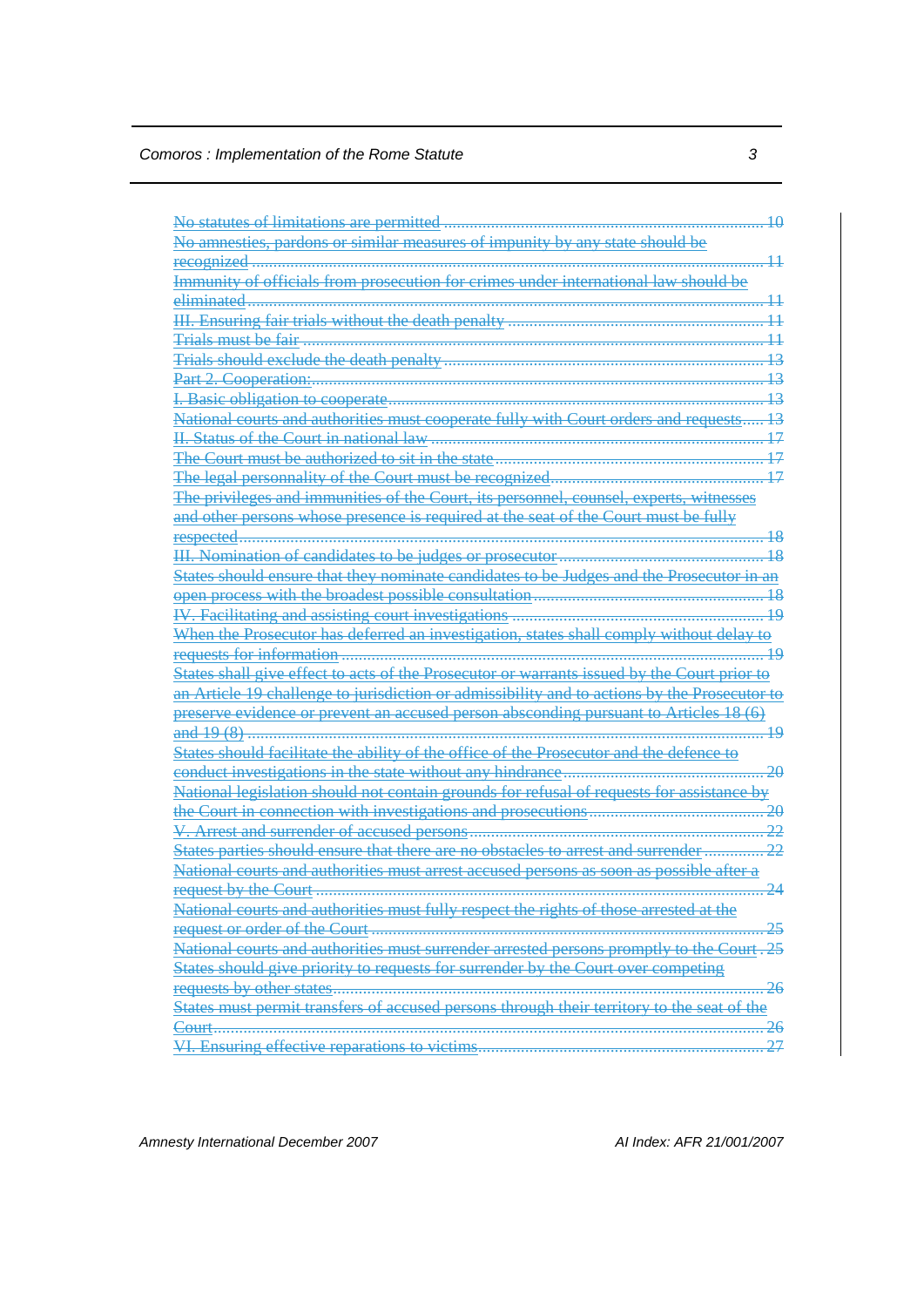No statutes of limitations are permitted ........................................................................ 10
No amnesties, pardons or similar measures of impunity by any state should be recognized ........................................................................................................................ 11
Immunity of officials from prosecution for crimes under international law should be eliminated .......................................................................................................................... 11
III. Ensuring fair trials without the death penalty .......................................................... 11
Trials must be fair ............................................................................................................. 11
Trials should exclude the death penalty ......................................................................... 13
Part 2. Cooperation: ......................................................................................................... 13
I. Basic obligation to cooperate ....................................................................................... 13
National courts and authorities must cooperate fully with Court orders and requests..... 13
II. Status of the Court in national law ............................................................................. 17
The Court must be authorized to sit in the state .............................................................. 17
The legal personnality of the Court must be recognized .................................................. 17
The privileges and immunities of the Court, its personnel, counsel, experts, witnesses and other persons whose presence is required at the seat of the Court must be fully respected ......................................................................................................................... 18
III. Nomination of candidates to be judges or prosecutor ................................................ 18
States should ensure that they nominate candidates to be Judges and the Prosecutor in an open process with the broadest possible consultation ..................................................... 18
IV. Facilitating and assisting court investigations ........................................................... 19
When the Prosecutor has deferred an investigation, states shall comply without delay to requests for information .................................................................................................. 19
States shall give effect to acts of the Prosecutor or warrants issued by the Court prior to an Article 19 challenge to jurisdiction or admissibility and to actions by the Prosecutor to preserve evidence or prevent an accused person absconding pursuant to Articles 18 (6) and 19 (8) ........................................................................................................................ 19
States should facilitate the ability of the office of the Prosecutor and the defence to conduct investigations in the state without any hindrance .............................................. 20
National legislation should not contain grounds for refusal of requests for assistance by the Court in connection with investigations and prosecutions ......................................... 20
V. Arrest and surrender of accused persons .................................................................... 22
States parties should ensure that there are no obstacles to arrest and surrender .............. 22
National courts and authorities must arrest accused persons as soon as possible after a request by the Court ........................................................................................................ 24
National courts and authorities must fully respect the rights of those arrested at the request or order of the Court ........................................................................................... 25
National courts and authorities must surrender arrested persons promptly to the Court . 25
States should give priority to requests for surrender by the Court over competing requests by other states.................................................................................................... 26
States must permit transfers of accused persons through their territory to the seat of the Court................................................................................................................................. 26
VI. Ensuring effective reparations to victims.................................................................... 27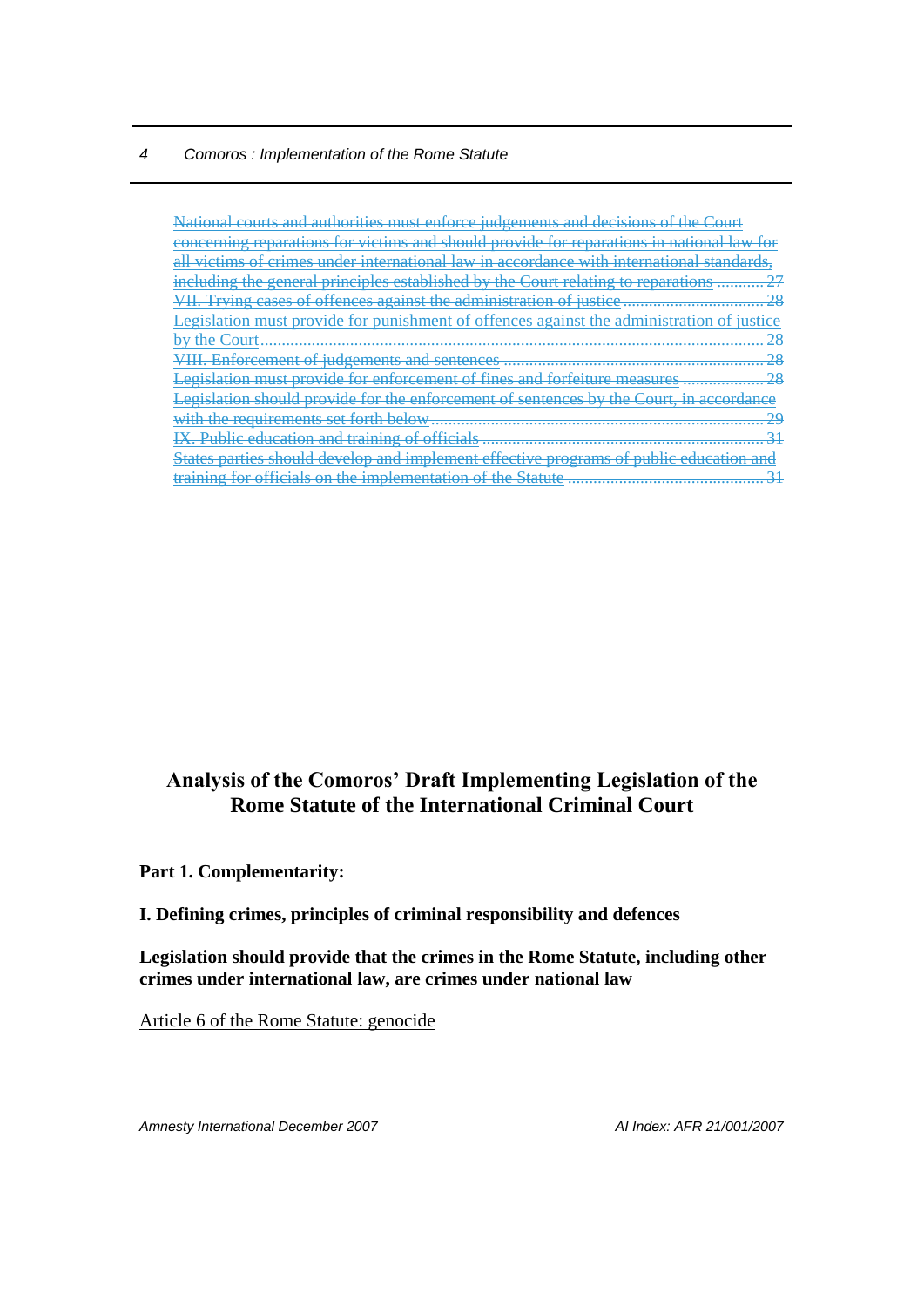National courts and authorities must enforce judgements and decisions of the Court concerning reparations for victims and should provide for reparations in national law for all victims of crimes under international law in accordance with international standards, including the general principles established by the Court relating to reparations ........... 27
VII. Trying cases of offences against the administration of justice ................................ 28
Legislation must provide for punishment of offences against the administration of justice by the Court ...................................................................................................................... 28
VIII. Enforcement of judgements and sentences ............................................................ 28
Legislation must provide for enforcement of fines and forfeiture measures .................. 28
Legislation should provide for the enforcement of sentences by the Court, in accordance with the requirements set forth below .............................................................................. 29
IX. Public education and training of officials ................................................................. 31
States parties should develop and implement effective programs of public education and training for officials on the implementation of the Statute ............................................. 31

# Analysis of the Comoros' Draft Implementing Legislation of the Rome Statute of the International Criminal Court

## Part 1. Complementarity:

### I. Defining crimes, principles of criminal responsibility and defences

#### Legislation should provide that the crimes in the Rome Statute, including other crimes under international law, are crimes under national law

Article 6 of the Rome Statute: genocide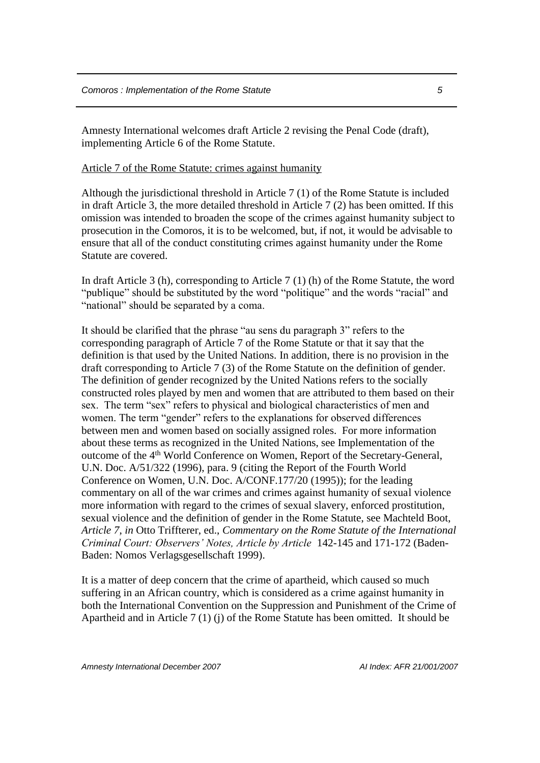Amnesty International welcomes draft Article 2 revising the Penal Code (draft), implementing Article 6 of the Rome Statute.

Article 7 of the Rome Statute: crimes against humanity

Although the jurisdictional threshold in Article 7 (1) of the Rome Statute is included in draft Article 3, the more detailed threshold in Article 7 (2) has been omitted. If this omission was intended to broaden the scope of the crimes against humanity subject to prosecution in the Comoros, it is to be welcomed, but, if not, it would be advisable to ensure that all of the conduct constituting crimes against humanity under the Rome Statute are covered.

In draft Article 3 (h), corresponding to Article 7 (1) (h) of the Rome Statute, the word "publique" should be substituted by the word "politique" and the words "racial" and "national" should be separated by a coma.

It should be clarified that the phrase "au sens du paragraph 3" refers to the corresponding paragraph of Article 7 of the Rome Statute or that it say that the definition is that used by the United Nations. In addition, there is no provision in the draft corresponding to Article 7 (3) of the Rome Statute on the definition of gender. The definition of gender recognized by the United Nations refers to the socially constructed roles played by men and women that are attributed to them based on their sex. The term "sex" refers to physical and biological characteristics of men and women. The term "gender" refers to the explanations for observed differences between men and women based on socially assigned roles. For more information about these terms as recognized in the United Nations, see Implementation of the outcome of the 4th World Conference on Women, Report of the Secretary-General, U.N. Doc. A/51/322 (1996), para. 9 (citing the Report of the Fourth World Conference on Women, U.N. Doc. A/CONF.177/20 (1995)); for the leading commentary on all of the war crimes and crimes against humanity of sexual violence more information with regard to the crimes of sexual slavery, enforced prostitution, sexual violence and the definition of gender in the Rome Statute, see Machteld Boot, *Article 7*, *in* Otto Triffterer, ed., *Commentary on the Rome Statute of the International Criminal Court: Observers' Notes, Article by Article* 142-145 and 171-172 (Baden-Baden: Nomos Verlagsgesellschaft 1999).

It is a matter of deep concern that the crime of apartheid, which caused so much suffering in an African country, which is considered as a crime against humanity in both the International Convention on the Suppression and Punishment of the Crime of Apartheid and in Article 7 (1) (j) of the Rome Statute has been omitted. It should be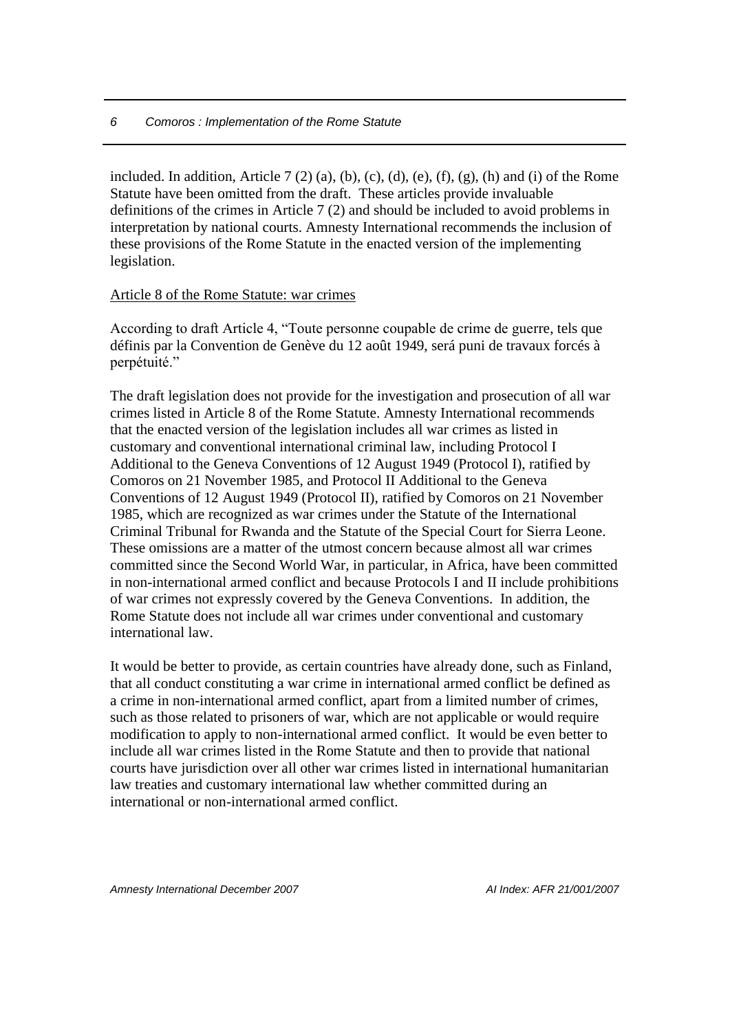included. In addition, Article 7 (2) (a), (b), (c), (d), (e), (f), (g), (h) and (i) of the Rome Statute have been omitted from the draft. These articles provide invaluable definitions of the crimes in Article 7 (2) and should be included to avoid problems in interpretation by national courts. Amnesty International recommends the inclusion of these provisions of the Rome Statute in the enacted version of the implementing legislation.

<u>Article 8 of the Rome Statute: war crimes</u>

According to draft Article 4, "Toute personne coupable de crime de guerre, tels que définis par la Convention de Genève du 12 août 1949, será puni de travaux forcés à perpétuité."

The draft legislation does not provide for the investigation and prosecution of all war crimes listed in Article 8 of the Rome Statute. Amnesty International recommends that the enacted version of the legislation includes all war crimes as listed in customary and conventional international criminal law, including Protocol I Additional to the Geneva Conventions of 12 August 1949 (Protocol I), ratified by Comoros on 21 November 1985, and Protocol II Additional to the Geneva Conventions of 12 August 1949 (Protocol II), ratified by Comoros on 21 November 1985, which are recognized as war crimes under the Statute of the International Criminal Tribunal for Rwanda and the Statute of the Special Court for Sierra Leone. These omissions are a matter of the utmost concern because almost all war crimes committed since the Second World War, in particular, in Africa, have been committed in non-international armed conflict and because Protocols I and II include prohibitions of war crimes not expressly covered by the Geneva Conventions. In addition, the Rome Statute does not include all war crimes under conventional and customary international law.

It would be better to provide, as certain countries have already done, such as Finland, that all conduct constituting a war crime in international armed conflict be defined as a crime in non-international armed conflict, apart from a limited number of crimes, such as those related to prisoners of war, which are not applicable or would require modification to apply to non-international armed conflict. It would be even better to include all war crimes listed in the Rome Statute and then to provide that national courts have jurisdiction over all other war crimes listed in international humanitarian law treaties and customary international law whether committed during an international or non-international armed conflict.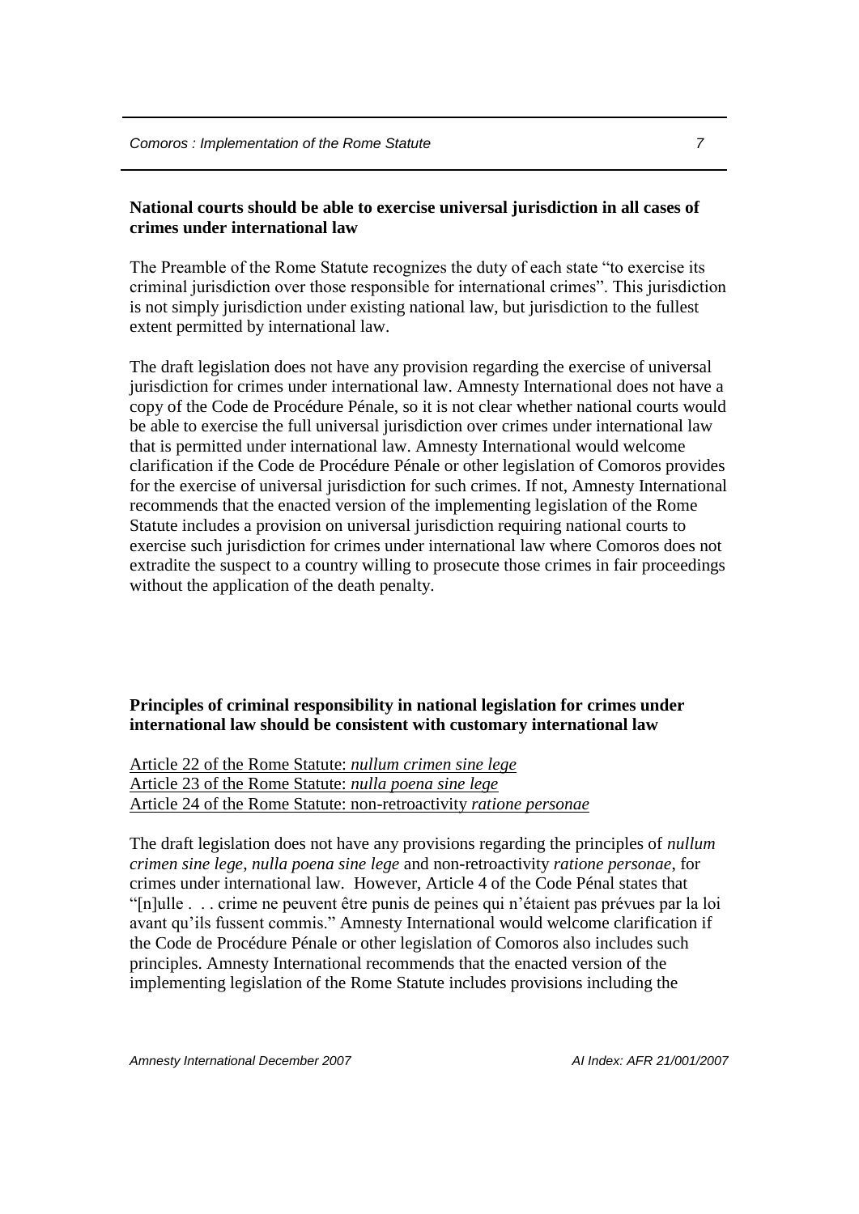**National courts should be able to exercise universal jurisdiction in all cases of crimes under international law**

The Preamble of the Rome Statute recognizes the duty of each state "to exercise its criminal jurisdiction over those responsible for international crimes". This jurisdiction is not simply jurisdiction under existing national law, but jurisdiction to the fullest extent permitted by international law.

The draft legislation does not have any provision regarding the exercise of universal jurisdiction for crimes under international law. Amnesty International does not have a copy of the Code de Procédure Pénale, so it is not clear whether national courts would be able to exercise the full universal jurisdiction over crimes under international law that is permitted under international law. Amnesty International would welcome clarification if the Code de Procédure Pénale or other legislation of Comoros provides for the exercise of universal jurisdiction for such crimes. If not, Amnesty International recommends that the enacted version of the implementing legislation of the Rome Statute includes a provision on universal jurisdiction requiring national courts to exercise such jurisdiction for crimes under international law where Comoros does not extradite the suspect to a country willing to prosecute those crimes in fair proceedings without the application of the death penalty.

**Principles of criminal responsibility in national legislation for crimes under international law should be consistent with customary international law**

Article 22 of the Rome Statute: *nullum crimen sine lege*
Article 23 of the Rome Statute: *nulla poena sine lege*
Article 24 of the Rome Statute: non-retroactivity *ratione personae*

The draft legislation does not have any provisions regarding the principles of *nullum crimen sine lege*, *nulla poena sine lege* and non-retroactivity *ratione personae*, for crimes under international law. However, Article 4 of the Code Pénal states that "[n]ulle . . . crime ne peuvent être punis de peines qui n'étaient pas prévues par la loi avant qu'ils fussent commis." Amnesty International would welcome clarification if the Code de Procédure Pénale or other legislation of Comoros also includes such principles. Amnesty International recommends that the enacted version of the implementing legislation of the Rome Statute includes provisions including the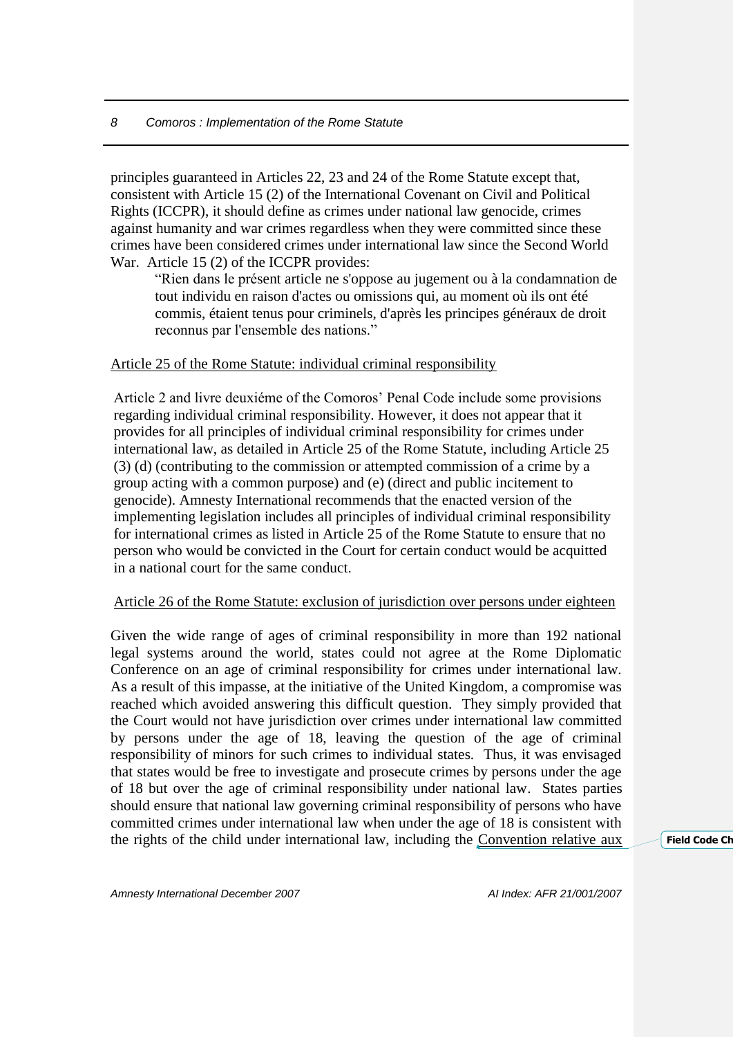principles guaranteed in Articles 22, 23 and 24 of the Rome Statute except that, consistent with Article 15 (2) of the International Covenant on Civil and Political Rights (ICCPR), it should define as crimes under national law genocide, crimes against humanity and war crimes regardless when they were committed since these crimes have been considered crimes under international law since the Second World War. Article 15 (2) of the ICCPR provides:

> "Rien dans le présent article ne s'oppose au jugement ou à la condamnation de tout individu en raison d'actes ou omissions qui, au moment où ils ont été commis, étaient tenus pour criminels, d'après les principes généraux de droit reconnus par l'ensemble des nations."

Article 25 of the Rome Statute: individual criminal responsibility

Article 2 and livre deuxiéme of the Comoros' Penal Code include some provisions regarding individual criminal responsibility. However, it does not appear that it provides for all principles of individual criminal responsibility for crimes under international law, as detailed in Article 25 of the Rome Statute, including Article 25 (3) (d) (contributing to the commission or attempted commission of a crime by a group acting with a common purpose) and (e) (direct and public incitement to genocide). Amnesty International recommends that the enacted version of the implementing legislation includes all principles of individual criminal responsibility for international crimes as listed in Article 25 of the Rome Statute to ensure that no person who would be convicted in the Court for certain conduct would be acquitted in a national court for the same conduct.

Article 26 of the Rome Statute: exclusion of jurisdiction over persons under eighteen

Given the wide range of ages of criminal responsibility in more than 192 national legal systems around the world, states could not agree at the Rome Diplomatic Conference on an age of criminal responsibility for crimes under international law. As a result of this impasse, at the initiative of the United Kingdom, a compromise was reached which avoided answering this difficult question. They simply provided that the Court would not have jurisdiction over crimes under international law committed by persons under the age of 18, leaving the question of the age of criminal responsibility of minors for such crimes to individual states. Thus, it was envisaged that states would be free to investigate and prosecute crimes by persons under the age of 18 but over the age of criminal responsibility under national law. States parties should ensure that national law governing criminal responsibility of persons who have committed crimes under international law when under the age of 18 is consistent with the rights of the child under international law, including the Convention relative aux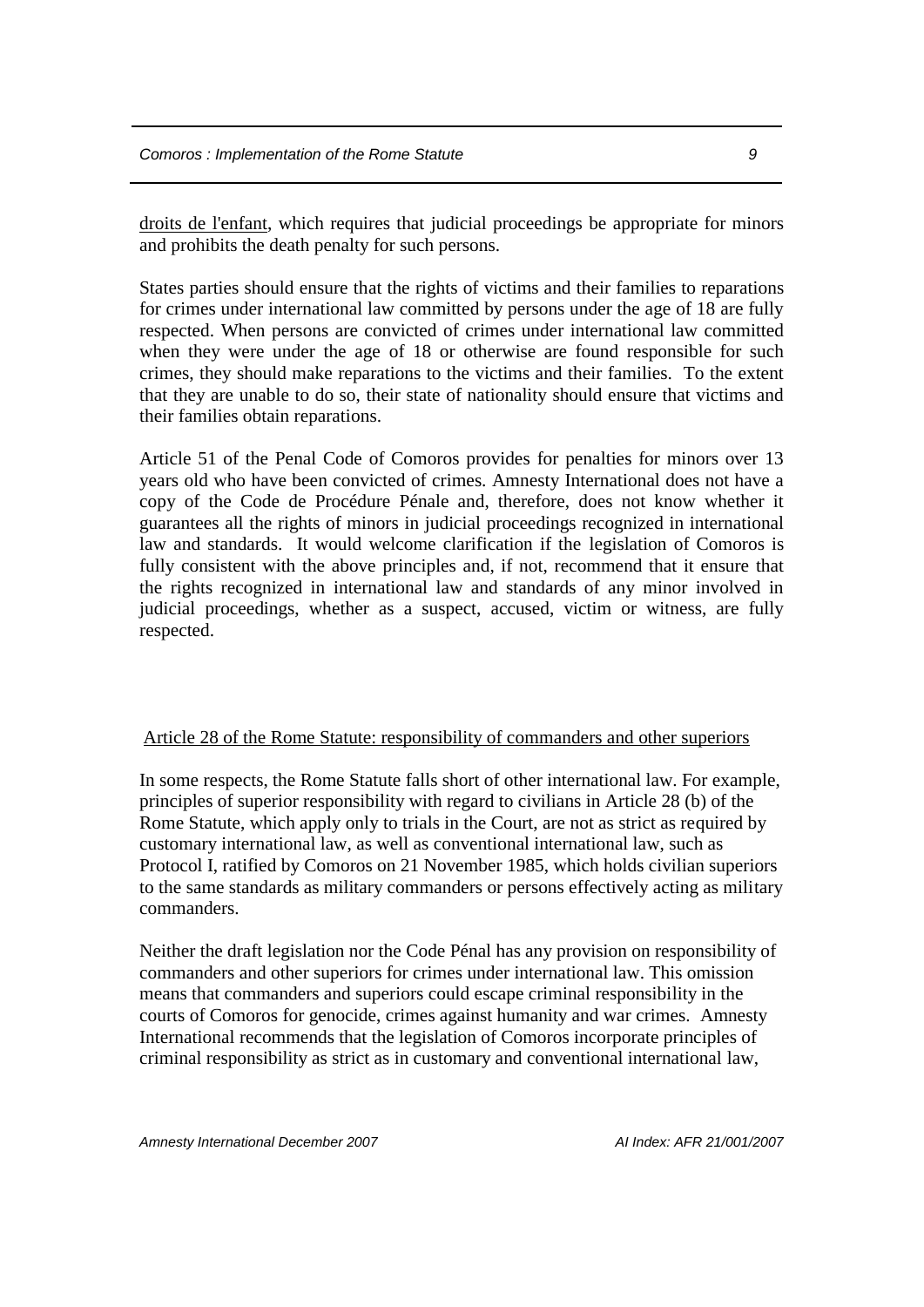droits de l'enfant, which requires that judicial proceedings be appropriate for minors and prohibits the death penalty for such persons.

States parties should ensure that the rights of victims and their families to reparations for crimes under international law committed by persons under the age of 18 are fully respected. When persons are convicted of crimes under international law committed when they were under the age of 18 or otherwise are found responsible for such crimes, they should make reparations to the victims and their families. To the extent that they are unable to do so, their state of nationality should ensure that victims and their families obtain reparations.

Article 51 of the Penal Code of Comoros provides for penalties for minors over 13 years old who have been convicted of crimes. Amnesty International does not have a copy of the Code de Procédure Pénale and, therefore, does not know whether it guarantees all the rights of minors in judicial proceedings recognized in international law and standards. It would welcome clarification if the legislation of Comoros is fully consistent with the above principles and, if not, recommend that it ensure that the rights recognized in international law and standards of any minor involved in judicial proceedings, whether as a suspect, accused, victim or witness, are fully respected.

## Article 28 of the Rome Statute: responsibility of commanders and other superiors

In some respects, the Rome Statute falls short of other international law. For example, principles of superior responsibility with regard to civilians in Article 28 (b) of the Rome Statute, which apply only to trials in the Court, are not as strict as required by customary international law, as well as conventional international law, such as Protocol I, ratified by Comoros on 21 November 1985, which holds civilian superiors to the same standards as military commanders or persons effectively acting as military commanders.

Neither the draft legislation nor the Code Pénal has any provision on responsibility of commanders and other superiors for crimes under international law. This omission means that commanders and superiors could escape criminal responsibility in the courts of Comoros for genocide, crimes against humanity and war crimes. Amnesty International recommends that the legislation of Comoros incorporate principles of criminal responsibility as strict as in customary and conventional international law,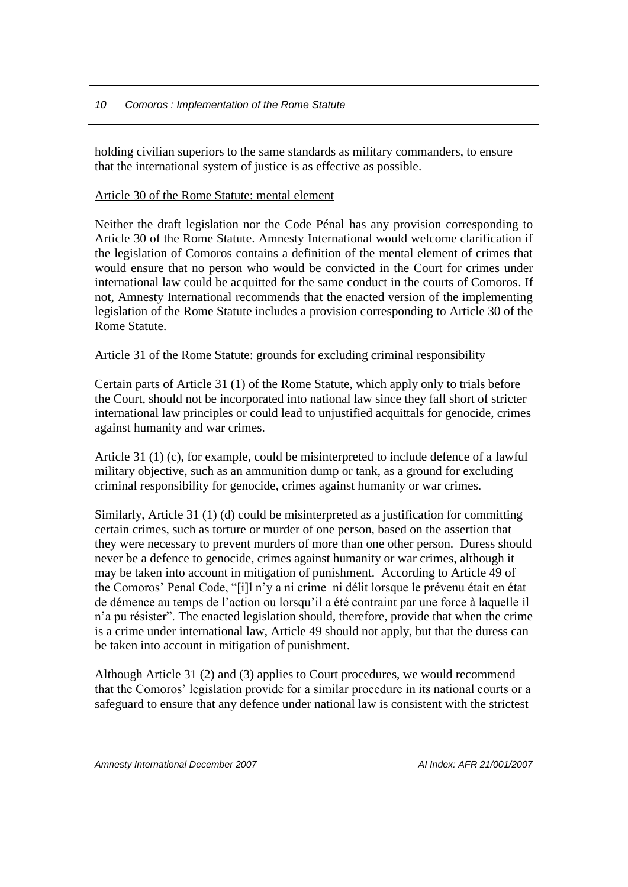holding civilian superiors to the same standards as military commanders, to ensure that the international system of justice is as effective as possible.

<u>Article 30 of the Rome Statute: mental element</u>

Neither the draft legislation nor the Code Pénal has any provision corresponding to Article 30 of the Rome Statute. Amnesty International would welcome clarification if the legislation of Comoros contains a definition of the mental element of crimes that would ensure that no person who would be convicted in the Court for crimes under international law could be acquitted for the same conduct in the courts of Comoros. If not, Amnesty International recommends that the enacted version of the implementing legislation of the Rome Statute includes a provision corresponding to Article 30 of the Rome Statute.

<u>Article 31 of the Rome Statute: grounds for excluding criminal responsibility</u>

Certain parts of Article 31 (1) of the Rome Statute, which apply only to trials before the Court, should not be incorporated into national law since they fall short of stricter international law principles or could lead to unjustified acquittals for genocide, crimes against humanity and war crimes.

Article 31 (1) (c), for example, could be misinterpreted to include defence of a lawful military objective, such as an ammunition dump or tank, as a ground for excluding criminal responsibility for genocide, crimes against humanity or war crimes.

Similarly, Article 31 (1) (d) could be misinterpreted as a justification for committing certain crimes, such as torture or murder of one person, based on the assertion that they were necessary to prevent murders of more than one other person. Duress should never be a defence to genocide, crimes against humanity or war crimes, although it may be taken into account in mitigation of punishment. According to Article 49 of the Comoros' Penal Code, "[i]l n'y a ni crime ni délit lorsque le prévenu était en état de démence au temps de l'action ou lorsqu'il a été contraint par une force à laquelle il n'a pu résister". The enacted legislation should, therefore, provide that when the crime is a crime under international law, Article 49 should not apply, but that the duress can be taken into account in mitigation of punishment.

Although Article 31 (2) and (3) applies to Court procedures, we would recommend that the Comoros' legislation provide for a similar procedure in its national courts or a safeguard to ensure that any defence under national law is consistent with the strictest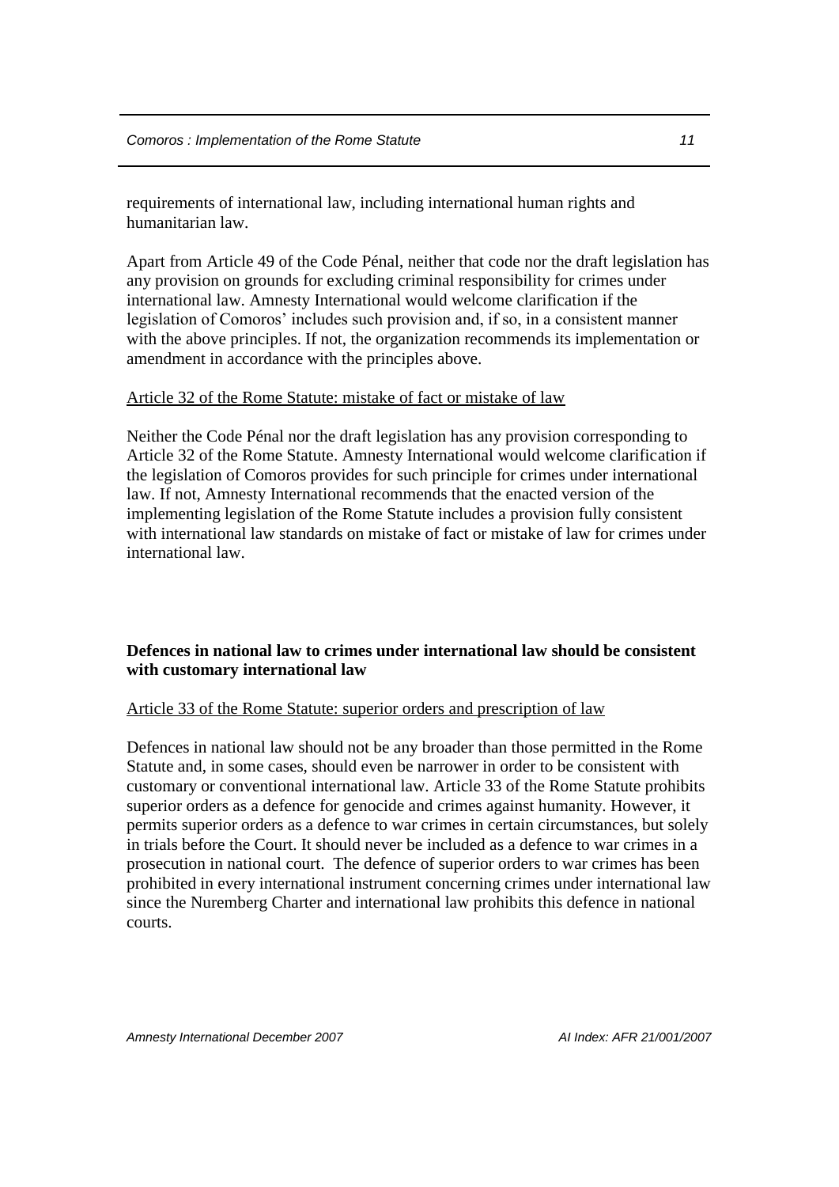requirements of international law, including international human rights and humanitarian law.

Apart from Article 49 of the Code Pénal, neither that code nor the draft legislation has any provision on grounds for excluding criminal responsibility for crimes under international law. Amnesty International would welcome clarification if the legislation of Comoros' includes such provision and, if so, in a consistent manner with the above principles. If not, the organization recommends its implementation or amendment in accordance with the principles above.

Article 32 of the Rome Statute: mistake of fact or mistake of law

Neither the Code Pénal nor the draft legislation has any provision corresponding to Article 32 of the Rome Statute. Amnesty International would welcome clarification if the legislation of Comoros provides for such principle for crimes under international law. If not, Amnesty International recommends that the enacted version of the implementing legislation of the Rome Statute includes a provision fully consistent with international law standards on mistake of fact or mistake of law for crimes under international law.

**Defences in national law to crimes under international law should be consistent with customary international law**

Article 33 of the Rome Statute: superior orders and prescription of law

Defences in national law should not be any broader than those permitted in the Rome Statute and, in some cases, should even be narrower in order to be consistent with customary or conventional international law. Article 33 of the Rome Statute prohibits superior orders as a defence for genocide and crimes against humanity. However, it permits superior orders as a defence to war crimes in certain circumstances, but solely in trials before the Court. It should never be included as a defence to war crimes in a prosecution in national court. The defence of superior orders to war crimes has been prohibited in every international instrument concerning crimes under international law since the Nuremberg Charter and international law prohibits this defence in national courts.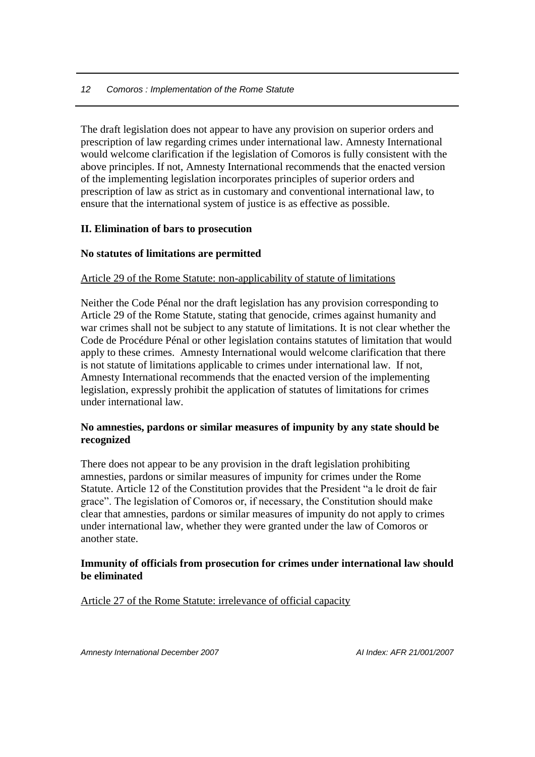The draft legislation does not appear to have any provision on superior orders and prescription of law regarding crimes under international law. Amnesty International would welcome clarification if the legislation of Comoros is fully consistent with the above principles. If not, Amnesty International recommends that the enacted version of the implementing legislation incorporates principles of superior orders and prescription of law as strict as in customary and conventional international law, to ensure that the international system of justice is as effective as possible.

## II. Elimination of bars to prosecution

### No statutes of limitations are permitted

Article 29 of the Rome Statute: non-applicability of statute of limitations

Neither the Code Pénal nor the draft legislation has any provision corresponding to Article 29 of the Rome Statute, stating that genocide, crimes against humanity and war crimes shall not be subject to any statute of limitations. It is not clear whether the Code de Procédure Pénal or other legislation contains statutes of limitation that would apply to these crimes. Amnesty International would welcome clarification that there is not statute of limitations applicable to crimes under international law. If not, Amnesty International recommends that the enacted version of the implementing legislation, expressly prohibit the application of statutes of limitations for crimes under international law.

### No amnesties, pardons or similar measures of impunity by any state should be recognized

There does not appear to be any provision in the draft legislation prohibiting amnesties, pardons or similar measures of impunity for crimes under the Rome Statute. Article 12 of the Constitution provides that the President "a le droit de fair grace". The legislation of Comoros or, if necessary, the Constitution should make clear that amnesties, pardons or similar measures of impunity do not apply to crimes under international law, whether they were granted under the law of Comoros or another state.

### Immunity of officials from prosecution for crimes under international law should be eliminated

Article 27 of the Rome Statute: irrelevance of official capacity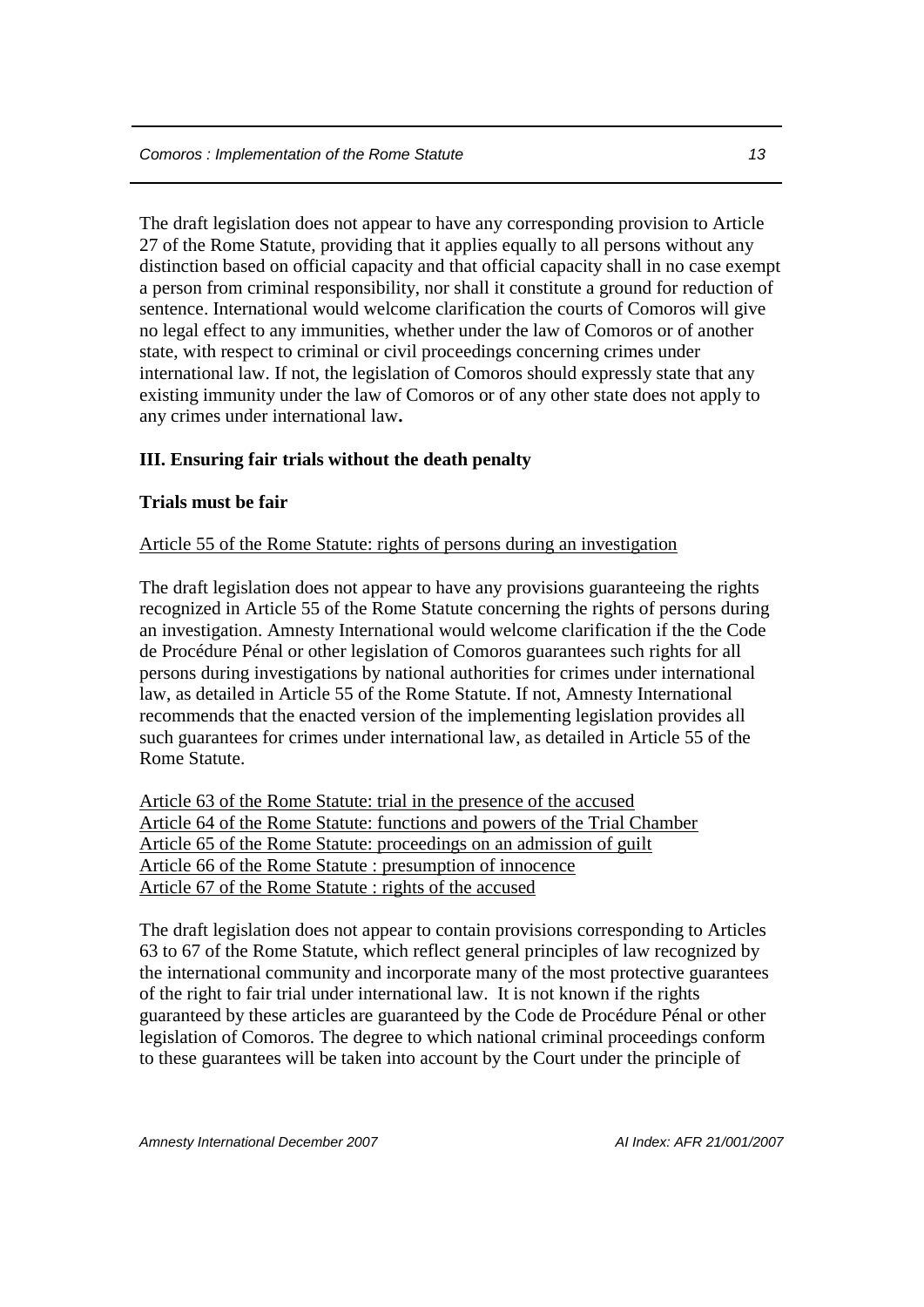The draft legislation does not appear to have any corresponding provision to Article 27 of the Rome Statute, providing that it applies equally to all persons without any distinction based on official capacity and that official capacity shall in no case exempt a person from criminal responsibility, nor shall it constitute a ground for reduction of sentence. International would welcome clarification the courts of Comoros will give no legal effect to any immunities, whether under the law of Comoros or of another state, with respect to criminal or civil proceedings concerning crimes under international law. If not, the legislation of Comoros should expressly state that any existing immunity under the law of Comoros or of any other state does not apply to any crimes under international law**.**

## III. Ensuring fair trials without the death penalty

### Trials must be fair

<u>Article 55 of the Rome Statute: rights of persons during an investigation</u>

The draft legislation does not appear to have any provisions guaranteeing the rights recognized in Article 55 of the Rome Statute concerning the rights of persons during an investigation. Amnesty International would welcome clarification if the the Code de Procédure Pénal or other legislation of Comoros guarantees such rights for all persons during investigations by national authorities for crimes under international law, as detailed in Article 55 of the Rome Statute. If not, Amnesty International recommends that the enacted version of the implementing legislation provides all such guarantees for crimes under international law, as detailed in Article 55 of the Rome Statute.

<u>Article 63 of the Rome Statute: trial in the presence of the accused</u>
<u>Article 64 of the Rome Statute: functions and powers of the Trial Chamber</u>
<u>Article 65 of the Rome Statute: proceedings on an admission of guilt</u>
<u>Article 66 of the Rome Statute : presumption of innocence</u>
<u>Article 67 of the Rome Statute : rights of the accused</u>

The draft legislation does not appear to contain provisions corresponding to Articles 63 to 67 of the Rome Statute, which reflect general principles of law recognized by the international community and incorporate many of the most protective guarantees of the right to fair trial under international law. It is not known if the rights guaranteed by these articles are guaranteed by the Code de Procédure Pénal or other legislation of Comoros. The degree to which national criminal proceedings conform to these guarantees will be taken into account by the Court under the principle of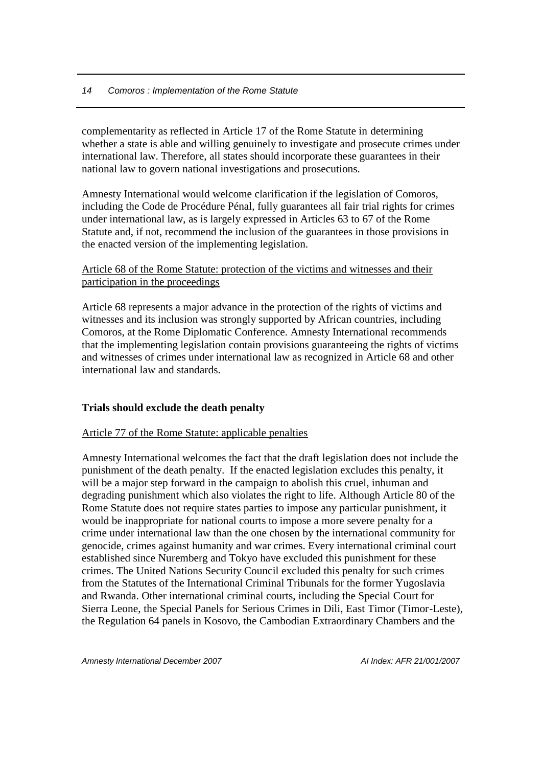complementarity as reflected in Article 17 of the Rome Statute in determining whether a state is able and willing genuinely to investigate and prosecute crimes under international law. Therefore, all states should incorporate these guarantees in their national law to govern national investigations and prosecutions.

Amnesty International would welcome clarification if the legislation of Comoros, including the Code de Procédure Pénal, fully guarantees all fair trial rights for crimes under international law, as is largely expressed in Articles 63 to 67 of the Rome Statute and, if not, recommend the inclusion of the guarantees in those provisions in the enacted version of the implementing legislation.

Article 68 of the Rome Statute: protection of the victims and witnesses and their participation in the proceedings

Article 68 represents a major advance in the protection of the rights of victims and witnesses and its inclusion was strongly supported by African countries, including Comoros, at the Rome Diplomatic Conference. Amnesty International recommends that the implementing legislation contain provisions guaranteeing the rights of victims and witnesses of crimes under international law as recognized in Article 68 and other international law and standards.

**Trials should exclude the death penalty**

Article 77 of the Rome Statute: applicable penalties

Amnesty International welcomes the fact that the draft legislation does not include the punishment of the death penalty. If the enacted legislation excludes this penalty, it will be a major step forward in the campaign to abolish this cruel, inhuman and degrading punishment which also violates the right to life. Although Article 80 of the Rome Statute does not require states parties to impose any particular punishment, it would be inappropriate for national courts to impose a more severe penalty for a crime under international law than the one chosen by the international community for genocide, crimes against humanity and war crimes. Every international criminal court established since Nuremberg and Tokyo have excluded this punishment for these crimes. The United Nations Security Council excluded this penalty for such crimes from the Statutes of the International Criminal Tribunals for the former Yugoslavia and Rwanda. Other international criminal courts, including the Special Court for Sierra Leone, the Special Panels for Serious Crimes in Dili, East Timor (Timor-Leste), the Regulation 64 panels in Kosovo, the Cambodian Extraordinary Chambers and the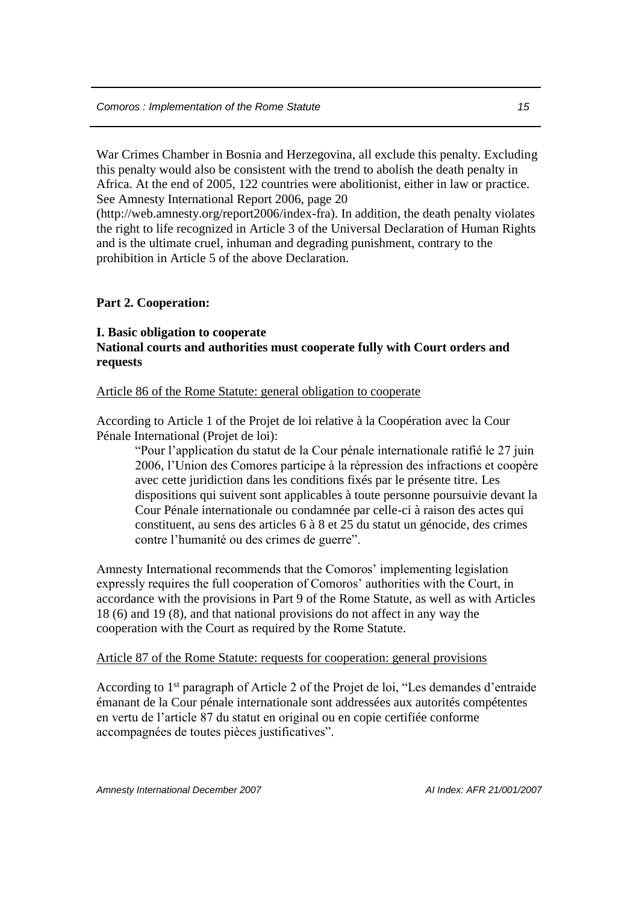War Crimes Chamber in Bosnia and Herzegovina, all exclude this penalty. Excluding this penalty would also be consistent with the trend to abolish the death penalty in Africa. At the end of 2005, 122 countries were abolitionist, either in law or practice. See Amnesty International Report 2006, page 20 (http://web.amnesty.org/report2006/index-fra). In addition, the death penalty violates the right to life recognized in Article 3 of the Universal Declaration of Human Rights and is the ultimate cruel, inhuman and degrading punishment, contrary to the prohibition in Article 5 of the above Declaration.

## Part 2. Cooperation:

### I. Basic obligation to cooperate
**National courts and authorities must cooperate fully with Court orders and requests**

<u>Article 86 of the Rome Statute: general obligation to cooperate</u>

According to Article 1 of the Projet de loi relative à la Coopération avec la Cour Pénale International (Projet de loi):

> "Pour l'application du statut de la Cour pénale internationale ratifié le 27 juin 2006, l'Union des Comores participe à la répression des infractions et coopère avec cette juridiction dans les conditions fixés par le présente titre. Les dispositions qui suivent sont applicables à toute personne poursuivie devant la Cour Pénale internationale ou condamnée par celle-ci à raison des actes qui constituent, au sens des articles 6 à 8 et 25 du statut un génocide, des crimes contre l'humanité ou des crimes de guerre".

Amnesty International recommends that the Comoros' implementing legislation expressly requires the full cooperation of Comoros' authorities with the Court, in accordance with the provisions in Part 9 of the Rome Statute, as well as with Articles 18 (6) and 19 (8), and that national provisions do not affect in any way the cooperation with the Court as required by the Rome Statute.

<u>Article 87 of the Rome Statute: requests for cooperation: general provisions</u>

According to 1st paragraph of Article 2 of the Projet de loi, "Les demandes d'entraide émanant de la Cour pénale internationale sont addressées aux autorités compétentes en vertu de l'article 87 du statut en original ou en copie certifiée conforme accompagnées de toutes pièces justificatives".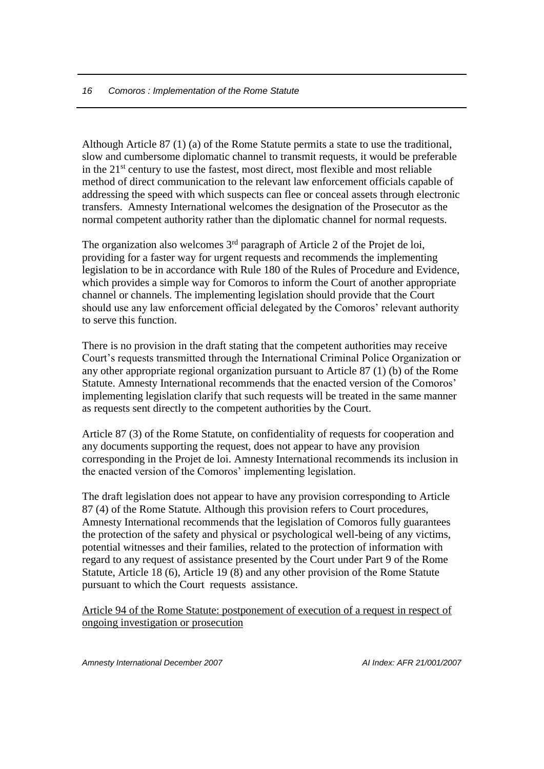Although Article 87 (1) (a) of the Rome Statute permits a state to use the traditional, slow and cumbersome diplomatic channel to transmit requests, it would be preferable in the 21st century to use the fastest, most direct, most flexible and most reliable method of direct communication to the relevant law enforcement officials capable of addressing the speed with which suspects can flee or conceal assets through electronic transfers. Amnesty International welcomes the designation of the Prosecutor as the normal competent authority rather than the diplomatic channel for normal requests.

The organization also welcomes 3rd paragraph of Article 2 of the Projet de loi, providing for a faster way for urgent requests and recommends the implementing legislation to be in accordance with Rule 180 of the Rules of Procedure and Evidence, which provides a simple way for Comoros to inform the Court of another appropriate channel or channels. The implementing legislation should provide that the Court should use any law enforcement official delegated by the Comoros' relevant authority to serve this function.

There is no provision in the draft stating that the competent authorities may receive Court's requests transmitted through the International Criminal Police Organization or any other appropriate regional organization pursuant to Article 87 (1) (b) of the Rome Statute. Amnesty International recommends that the enacted version of the Comoros' implementing legislation clarify that such requests will be treated in the same manner as requests sent directly to the competent authorities by the Court.

Article 87 (3) of the Rome Statute, on confidentiality of requests for cooperation and any documents supporting the request, does not appear to have any provision corresponding in the Projet de loi. Amnesty International recommends its inclusion in the enacted version of the Comoros' implementing legislation.

The draft legislation does not appear to have any provision corresponding to Article 87 (4) of the Rome Statute. Although this provision refers to Court procedures, Amnesty International recommends that the legislation of Comoros fully guarantees the protection of the safety and physical or psychological well-being of any victims, potential witnesses and their families, related to the protection of information with regard to any request of assistance presented by the Court under Part 9 of the Rome Statute, Article 18 (6), Article 19 (8) and any other provision of the Rome Statute pursuant to which the Court requests assistance.

<u>Article 94 of the Rome Statute: postponement of execution of a request in respect of ongoing investigation or prosecution</u>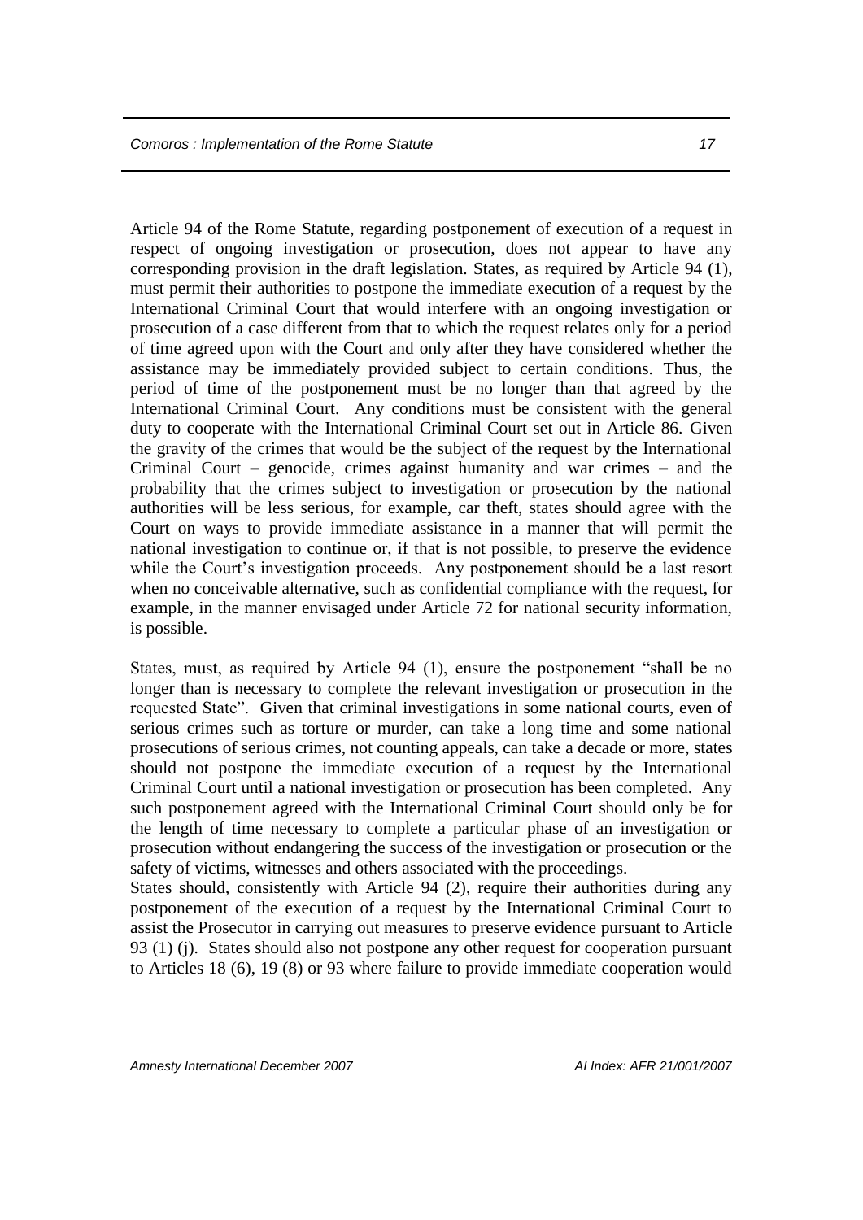Article 94 of the Rome Statute, regarding postponement of execution of a request in respect of ongoing investigation or prosecution, does not appear to have any corresponding provision in the draft legislation. States, as required by Article 94 (1), must permit their authorities to postpone the immediate execution of a request by the International Criminal Court that would interfere with an ongoing investigation or prosecution of a case different from that to which the request relates only for a period of time agreed upon with the Court and only after they have considered whether the assistance may be immediately provided subject to certain conditions. Thus, the period of time of the postponement must be no longer than that agreed by the International Criminal Court. Any conditions must be consistent with the general duty to cooperate with the International Criminal Court set out in Article 86. Given the gravity of the crimes that would be the subject of the request by the International Criminal Court – genocide, crimes against humanity and war crimes – and the probability that the crimes subject to investigation or prosecution by the national authorities will be less serious, for example, car theft, states should agree with the Court on ways to provide immediate assistance in a manner that will permit the national investigation to continue or, if that is not possible, to preserve the evidence while the Court's investigation proceeds. Any postponement should be a last resort when no conceivable alternative, such as confidential compliance with the request, for example, in the manner envisaged under Article 72 for national security information, is possible.

States, must, as required by Article 94 (1), ensure the postponement "shall be no longer than is necessary to complete the relevant investigation or prosecution in the requested State". Given that criminal investigations in some national courts, even of serious crimes such as torture or murder, can take a long time and some national prosecutions of serious crimes, not counting appeals, can take a decade or more, states should not postpone the immediate execution of a request by the International Criminal Court until a national investigation or prosecution has been completed. Any such postponement agreed with the International Criminal Court should only be for the length of time necessary to complete a particular phase of an investigation or prosecution without endangering the success of the investigation or prosecution or the safety of victims, witnesses and others associated with the proceedings.

States should, consistently with Article 94 (2), require their authorities during any postponement of the execution of a request by the International Criminal Court to assist the Prosecutor in carrying out measures to preserve evidence pursuant to Article 93 (1) (j). States should also not postpone any other request for cooperation pursuant to Articles 18 (6), 19 (8) or 93 where failure to provide immediate cooperation would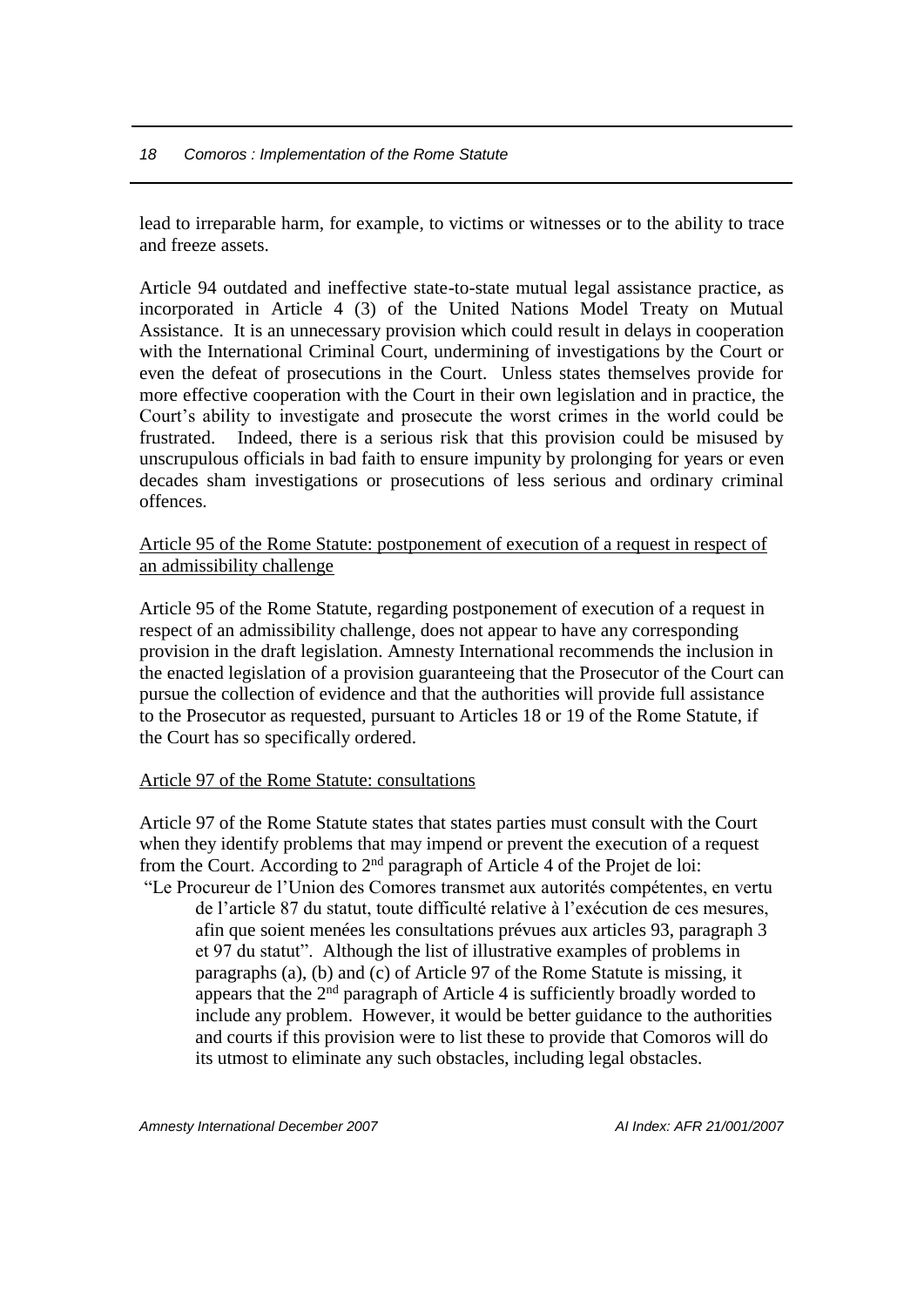lead to irreparable harm, for example, to victims or witnesses or to the ability to trace and freeze assets.

Article 94 outdated and ineffective state-to-state mutual legal assistance practice, as incorporated in Article 4 (3) of the United Nations Model Treaty on Mutual Assistance. It is an unnecessary provision which could result in delays in cooperation with the International Criminal Court, undermining of investigations by the Court or even the defeat of prosecutions in the Court. Unless states themselves provide for more effective cooperation with the Court in their own legislation and in practice, the Court's ability to investigate and prosecute the worst crimes in the world could be frustrated. Indeed, there is a serious risk that this provision could be misused by unscrupulous officials in bad faith to ensure impunity by prolonging for years or even decades sham investigations or prosecutions of less serious and ordinary criminal offences.

<u>Article 95 of the Rome Statute: postponement of execution of a request in respect of an admissibility challenge</u>

Article 95 of the Rome Statute, regarding postponement of execution of a request in respect of an admissibility challenge, does not appear to have any corresponding provision in the draft legislation. Amnesty International recommends the inclusion in the enacted legislation of a provision guaranteeing that the Prosecutor of the Court can pursue the collection of evidence and that the authorities will provide full assistance to the Prosecutor as requested, pursuant to Articles 18 or 19 of the Rome Statute, if the Court has so specifically ordered.

<u>Article 97 of the Rome Statute: consultations</u>

Article 97 of the Rome Statute states that states parties must consult with the Court when they identify problems that may impend or prevent the execution of a request from the Court. According to 2nd paragraph of Article 4 of the Projet de loi:

"Le Procureur de l'Union des Comores transmet aux autorités compétentes, en vertu de l'article 87 du statut, toute difficulté relative à l'exécution de ces mesures, afin que soient menées les consultations prévues aux articles 93, paragraph 3 et 97 du statut". Although the list of illustrative examples of problems in paragraphs (a), (b) and (c) of Article 97 of the Rome Statute is missing, it appears that the 2nd paragraph of Article 4 is sufficiently broadly worded to include any problem. However, it would be better guidance to the authorities and courts if this provision were to list these to provide that Comoros will do its utmost to eliminate any such obstacles, including legal obstacles.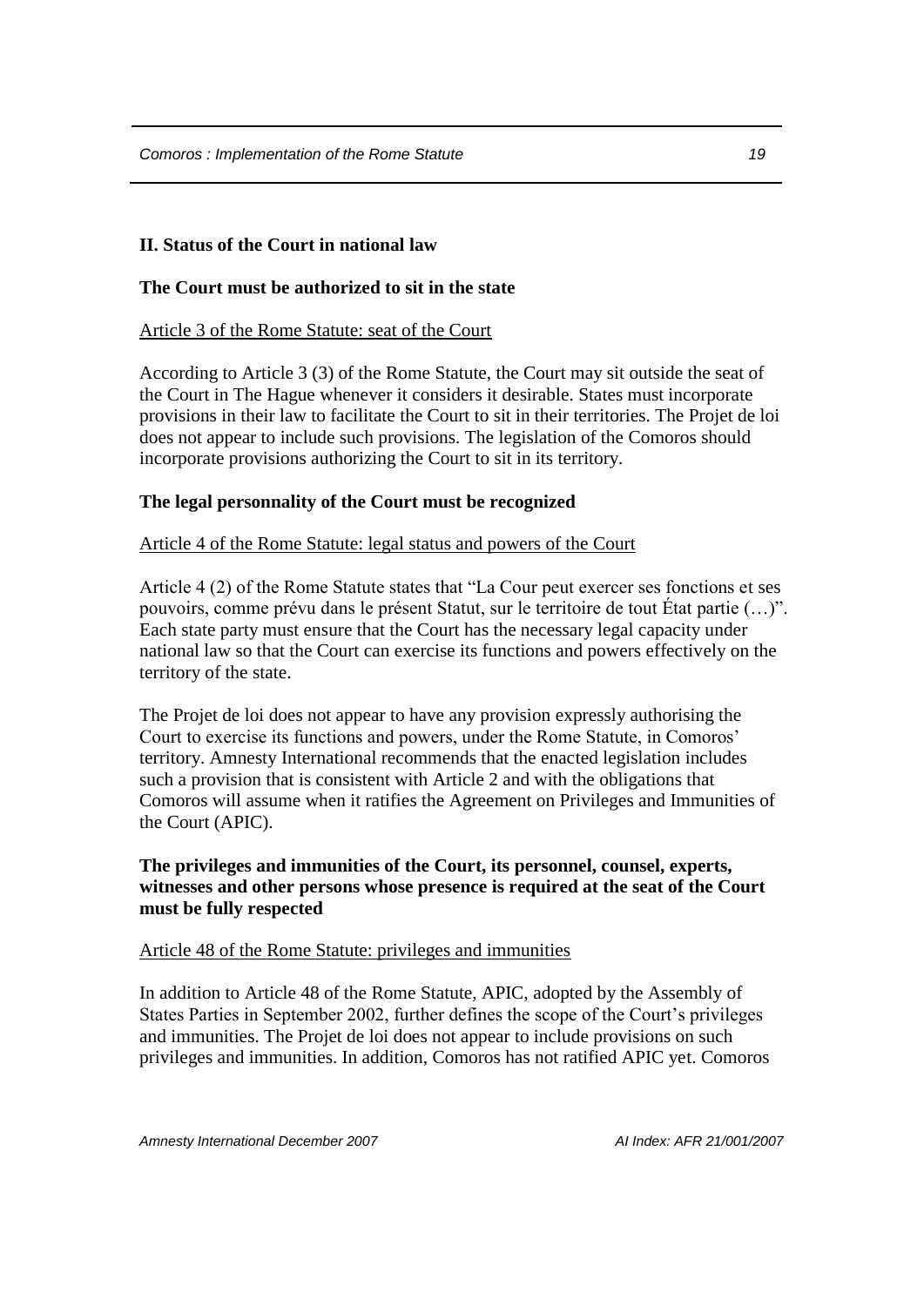## II. Status of the Court in national law

### The Court must be authorized to sit in the state

Article 3 of the Rome Statute: seat of the Court

According to Article 3 (3) of the Rome Statute, the Court may sit outside the seat of the Court in The Hague whenever it considers it desirable. States must incorporate provisions in their law to facilitate the Court to sit in their territories. The Projet de loi does not appear to include such provisions. The legislation of the Comoros should incorporate provisions authorizing the Court to sit in its territory.

### The legal personnality of the Court must be recognized

Article 4 of the Rome Statute: legal status and powers of the Court

Article 4 (2) of the Rome Statute states that "La Cour peut exercer ses fonctions et ses pouvoirs, comme prévu dans le présent Statut, sur le territoire de tout État partie (…)". Each state party must ensure that the Court has the necessary legal capacity under national law so that the Court can exercise its functions and powers effectively on the territory of the state.

The Projet de loi does not appear to have any provision expressly authorising the Court to exercise its functions and powers, under the Rome Statute, in Comoros' territory. Amnesty International recommends that the enacted legislation includes such a provision that is consistent with Article 2 and with the obligations that Comoros will assume when it ratifies the Agreement on Privileges and Immunities of the Court (APIC).

### The privileges and immunities of the Court, its personnel, counsel, experts, witnesses and other persons whose presence is required at the seat of the Court must be fully respected

Article 48 of the Rome Statute: privileges and immunities

In addition to Article 48 of the Rome Statute, APIC, adopted by the Assembly of States Parties in September 2002, further defines the scope of the Court's privileges and immunities. The Projet de loi does not appear to include provisions on such privileges and immunities. In addition, Comoros has not ratified APIC yet. Comoros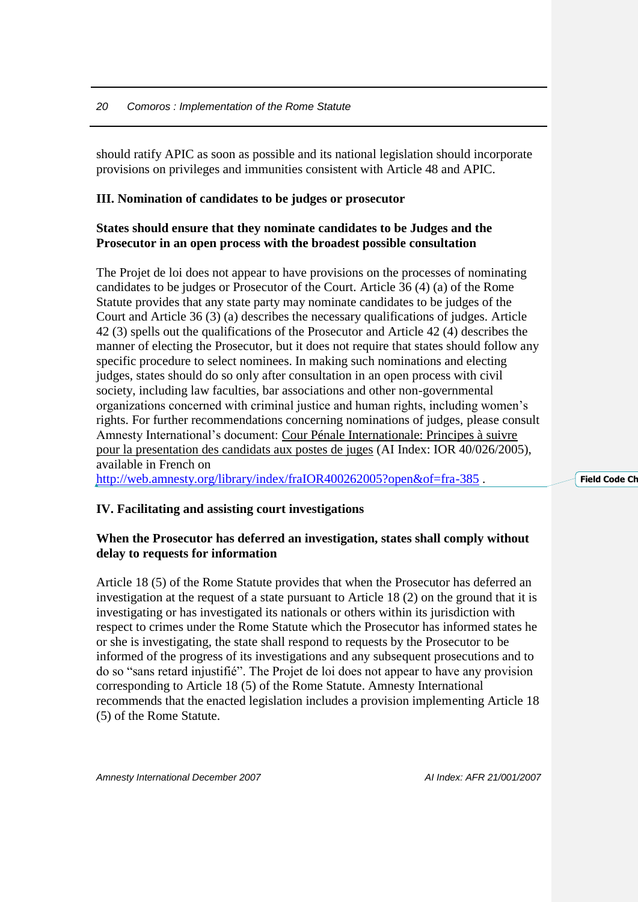should ratify APIC as soon as possible and its national legislation should incorporate provisions on privileges and immunities consistent with Article 48 and APIC.

## III. Nomination of candidates to be judges or prosecutor

### States should ensure that they nominate candidates to be Judges and the Prosecutor in an open process with the broadest possible consultation

The Projet de loi does not appear to have provisions on the processes of nominating candidates to be judges or Prosecutor of the Court. Article 36 (4) (a) of the Rome Statute provides that any state party may nominate candidates to be judges of the Court and Article 36 (3) (a) describes the necessary qualifications of judges. Article 42 (3) spells out the qualifications of the Prosecutor and Article 42 (4) describes the manner of electing the Prosecutor, but it does not require that states should follow any specific procedure to select nominees. In making such nominations and electing judges, states should do so only after consultation in an open process with civil society, including law faculties, bar associations and other non-governmental organizations concerned with criminal justice and human rights, including women's rights. For further recommendations concerning nominations of judges, please consult Amnesty International's document: Cour Pénale Internationale: Principes à suivre pour la presentation des candidats aux postes de juges (AI Index: IOR 40/026/2005), available in French on http://web.amnesty.org/library/index/fraIOR400262005?open&of=fra-385 .

## IV. Facilitating and assisting court investigations

### When the Prosecutor has deferred an investigation, states shall comply without delay to requests for information

Article 18 (5) of the Rome Statute provides that when the Prosecutor has deferred an investigation at the request of a state pursuant to Article 18 (2) on the ground that it is investigating or has investigated its nationals or others within its jurisdiction with respect to crimes under the Rome Statute which the Prosecutor has informed states he or she is investigating, the state shall respond to requests by the Prosecutor to be informed of the progress of its investigations and any subsequent prosecutions and to do so "sans retard injustifié". The Projet de loi does not appear to have any provision corresponding to Article 18 (5) of the Rome Statute. Amnesty International recommends that the enacted legislation includes a provision implementing Article 18 (5) of the Rome Statute.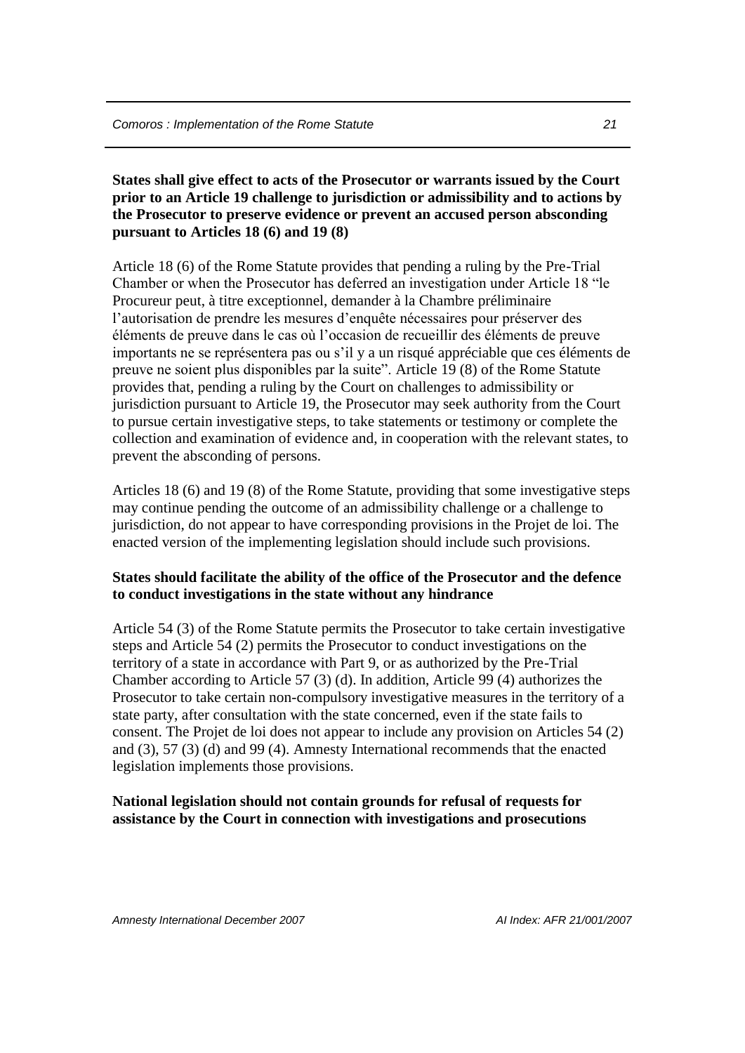**States shall give effect to acts of the Prosecutor or warrants issued by the Court prior to an Article 19 challenge to jurisdiction or admissibility and to actions by the Prosecutor to preserve evidence or prevent an accused person absconding pursuant to Articles 18 (6) and 19 (8)**

Article 18 (6) of the Rome Statute provides that pending a ruling by the Pre-Trial Chamber or when the Prosecutor has deferred an investigation under Article 18 "le Procureur peut, à titre exceptionnel, demander à la Chambre préliminaire l'autorisation de prendre les mesures d'enquête nécessaires pour préserver des éléments de preuve dans le cas où l'occasion de recueillir des éléments de preuve importants ne se représentera pas ou s'il y a un risqué appréciable que ces éléments de preuve ne soient plus disponibles par la suite". Article 19 (8) of the Rome Statute provides that, pending a ruling by the Court on challenges to admissibility or jurisdiction pursuant to Article 19, the Prosecutor may seek authority from the Court to pursue certain investigative steps, to take statements or testimony or complete the collection and examination of evidence and, in cooperation with the relevant states, to prevent the absconding of persons.

Articles 18 (6) and 19 (8) of the Rome Statute, providing that some investigative steps may continue pending the outcome of an admissibility challenge or a challenge to jurisdiction, do not appear to have corresponding provisions in the Projet de loi. The enacted version of the implementing legislation should include such provisions.

**States should facilitate the ability of the office of the Prosecutor and the defence to conduct investigations in the state without any hindrance**

Article 54 (3) of the Rome Statute permits the Prosecutor to take certain investigative steps and Article 54 (2) permits the Prosecutor to conduct investigations on the territory of a state in accordance with Part 9, or as authorized by the Pre-Trial Chamber according to Article 57 (3) (d). In addition, Article 99 (4) authorizes the Prosecutor to take certain non-compulsory investigative measures in the territory of a state party, after consultation with the state concerned, even if the state fails to consent. The Projet de loi does not appear to include any provision on Articles 54 (2) and (3), 57 (3) (d) and 99 (4). Amnesty International recommends that the enacted legislation implements those provisions.

**National legislation should not contain grounds for refusal of requests for assistance by the Court in connection with investigations and prosecutions**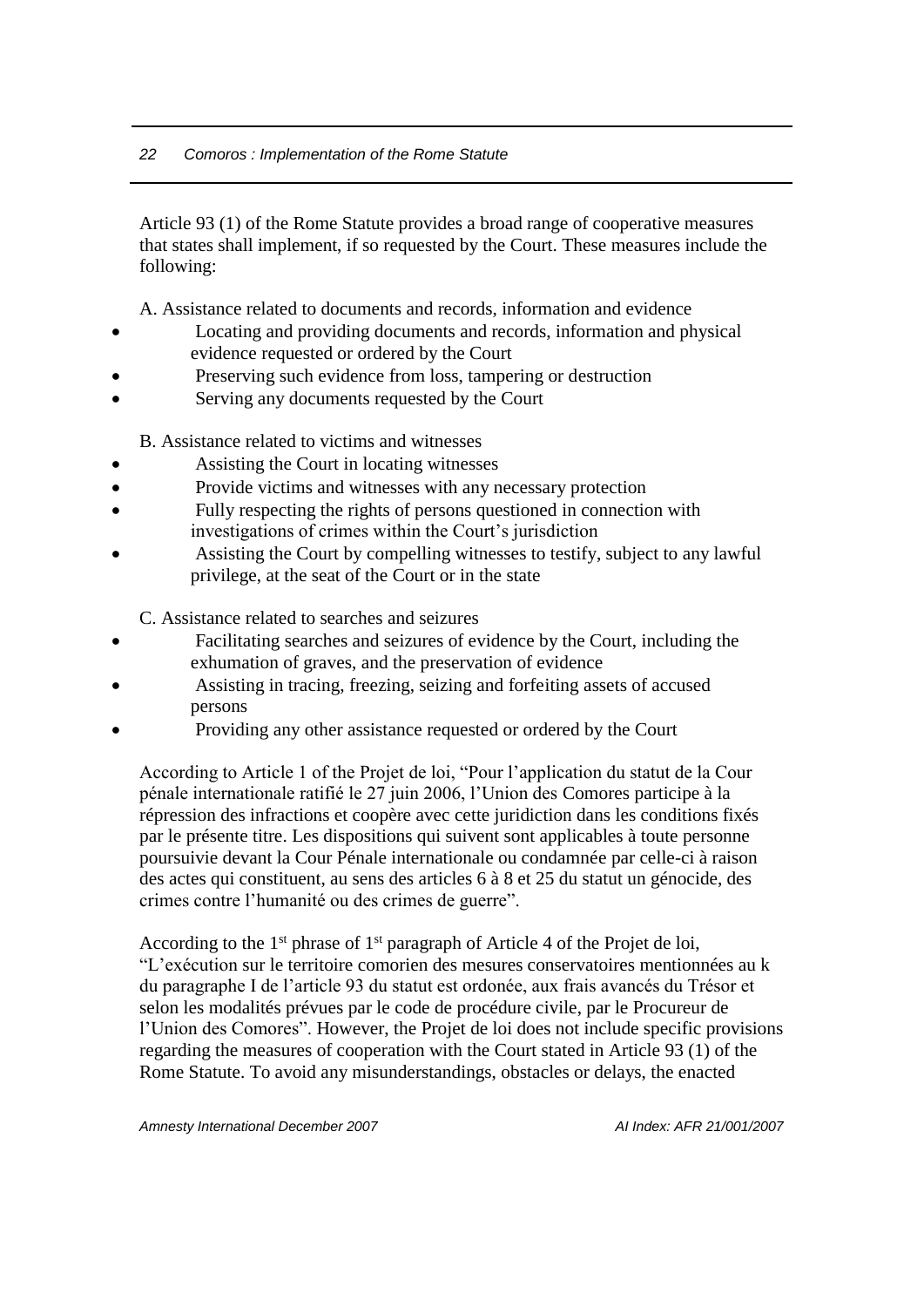Article 93 (1) of the Rome Statute provides a broad range of cooperative measures that states shall implement, if so requested by the Court. These measures include the following:

A. Assistance related to documents and records, information and evidence

- Locating and providing documents and records, information and physical evidence requested or ordered by the Court
- Preserving such evidence from loss, tampering or destruction
- Serving any documents requested by the Court

B. Assistance related to victims and witnesses

- Assisting the Court in locating witnesses
- Provide victims and witnesses with any necessary protection
- Fully respecting the rights of persons questioned in connection with investigations of crimes within the Court's jurisdiction
- Assisting the Court by compelling witnesses to testify, subject to any lawful privilege, at the seat of the Court or in the state

C. Assistance related to searches and seizures

- Facilitating searches and seizures of evidence by the Court, including the exhumation of graves, and the preservation of evidence
- Assisting in tracing, freezing, seizing and forfeiting assets of accused persons
- Providing any other assistance requested or ordered by the Court

According to Article 1 of the Projet de loi, "Pour l'application du statut de la Cour pénale internationale ratifié le 27 juin 2006, l'Union des Comores participe à la répression des infractions et coopère avec cette juridiction dans les conditions fixés par le présente titre. Les dispositions qui suivent sont applicables à toute personne poursuivie devant la Cour Pénale internationale ou condamnée par celle-ci à raison des actes qui constituent, au sens des articles 6 à 8 et 25 du statut un génocide, des crimes contre l'humanité ou des crimes de guerre".

According to the 1st phrase of 1st paragraph of Article 4 of the Projet de loi, "L'exécution sur le territoire comorien des mesures conservatoires mentionnées au k du paragraphe I de l'article 93 du statut est ordonée, aux frais avancés du Trésor et selon les modalités prévues par le code de procédure civile, par le Procureur de l'Union des Comores". However, the Projet de loi does not include specific provisions regarding the measures of cooperation with the Court stated in Article 93 (1) of the Rome Statute. To avoid any misunderstandings, obstacles or delays, the enacted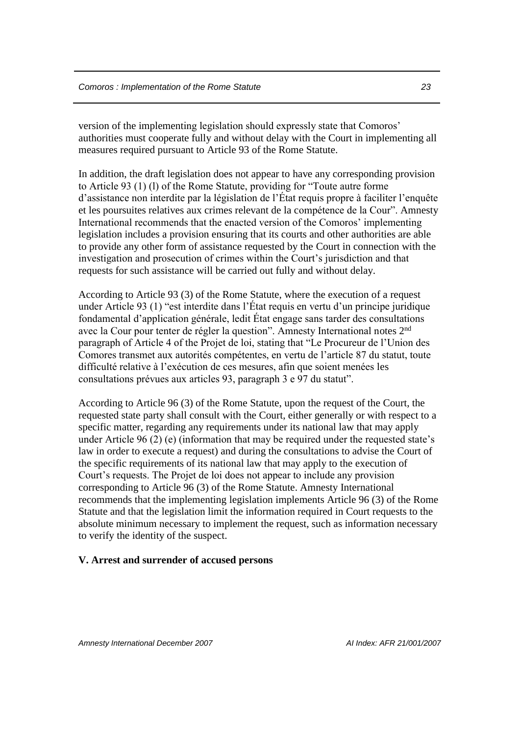version of the implementing legislation should expressly state that Comoros' authorities must cooperate fully and without delay with the Court in implementing all measures required pursuant to Article 93 of the Rome Statute.

In addition, the draft legislation does not appear to have any corresponding provision to Article 93 (1) (l) of the Rome Statute, providing for "Toute autre forme d'assistance non interdite par la législation de l'État requis propre à faciliter l'enquête et les poursuites relatives aux crimes relevant de la compétence de la Cour". Amnesty International recommends that the enacted version of the Comoros' implementing legislation includes a provision ensuring that its courts and other authorities are able to provide any other form of assistance requested by the Court in connection with the investigation and prosecution of crimes within the Court's jurisdiction and that requests for such assistance will be carried out fully and without delay.

According to Article 93 (3) of the Rome Statute, where the execution of a request under Article 93 (1) "est interdite dans l'État requis en vertu d'un principe juridique fondamental d'application générale, ledit État engage sans tarder des consultations avec la Cour pour tenter de régler la question". Amnesty International notes 2nd paragraph of Article 4 of the Projet de loi, stating that "Le Procureur de l'Union des Comores transmet aux autorités compétentes, en vertu de l'article 87 du statut, toute difficulté relative à l'exécution de ces mesures, afin que soient menées les consultations prévues aux articles 93, paragraph 3 e 97 du statut".

According to Article 96 (3) of the Rome Statute, upon the request of the Court, the requested state party shall consult with the Court, either generally or with respect to a specific matter, regarding any requirements under its national law that may apply under Article 96 (2) (e) (information that may be required under the requested state's law in order to execute a request) and during the consultations to advise the Court of the specific requirements of its national law that may apply to the execution of Court's requests. The Projet de loi does not appear to include any provision corresponding to Article 96 (3) of the Rome Statute. Amnesty International recommends that the implementing legislation implements Article 96 (3) of the Rome Statute and that the legislation limit the information required in Court requests to the absolute minimum necessary to implement the request, such as information necessary to verify the identity of the suspect.

## V. Arrest and surrender of accused persons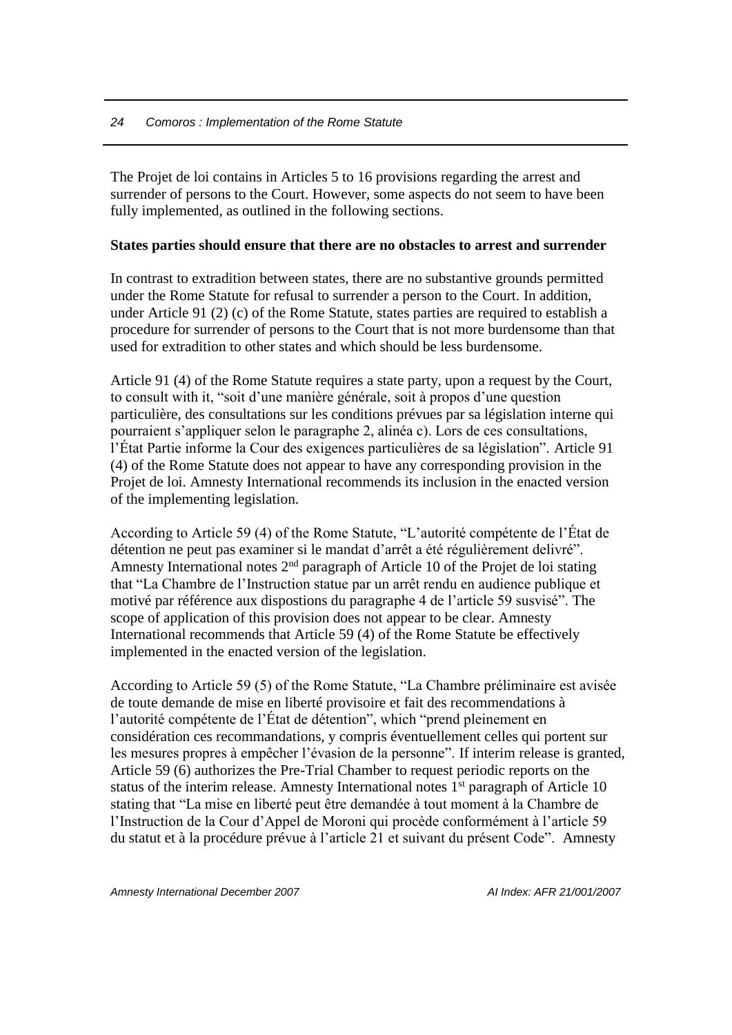The Projet de loi contains in Articles 5 to 16 provisions regarding the arrest and surrender of persons to the Court. However, some aspects do not seem to have been fully implemented, as outlined in the following sections.

**States parties should ensure that there are no obstacles to arrest and surrender**

In contrast to extradition between states, there are no substantive grounds permitted under the Rome Statute for refusal to surrender a person to the Court. In addition, under Article 91 (2) (c) of the Rome Statute, states parties are required to establish a procedure for surrender of persons to the Court that is not more burdensome than that used for extradition to other states and which should be less burdensome.

Article 91 (4) of the Rome Statute requires a state party, upon a request by the Court, to consult with it, "soit d'une manière générale, soit à propos d'une question particulière, des consultations sur les conditions prévues par sa législation interne qui pourraient s'appliquer selon le paragraphe 2, alinéa c). Lors de ces consultations, l'État Partie informe la Cour des exigences particulières de sa législation". Article 91 (4) of the Rome Statute does not appear to have any corresponding provision in the Projet de loi. Amnesty International recommends its inclusion in the enacted version of the implementing legislation.

According to Article 59 (4) of the Rome Statute, "L'autorité compétente de l'État de détention ne peut pas examiner si le mandat d'arrêt a été régulièrement delivré". Amnesty International notes 2[nd] paragraph of Article 10 of the Projet de loi stating that "La Chambre de l'Instruction statue par un arrêt rendu en audience publique et motivé par référence aux dispostions du paragraphe 4 de l'article 59 susvisé". The scope of application of this provision does not appear to be clear. Amnesty International recommends that Article 59 (4) of the Rome Statute be effectively implemented in the enacted version of the legislation.

According to Article 59 (5) of the Rome Statute, "La Chambre préliminaire est avisée de toute demande de mise en liberté provisoire et fait des recommendations à l'autorité compétente de l'État de détention", which "prend pleinement en considération ces recommandations, y compris éventuellement celles qui portent sur les mesures propres à empêcher l'évasion de la personne". If interim release is granted, Article 59 (6) authorizes the Pre-Trial Chamber to request periodic reports on the status of the interim release. Amnesty International notes 1[st] paragraph of Article 10 stating that "La mise en liberté peut être demandée à tout moment à la Chambre de l'Instruction de la Cour d'Appel de Moroni qui procède conformément à l'article 59 du statut et à la procédure prévue à l'article 21 et suivant du présent Code". Amnesty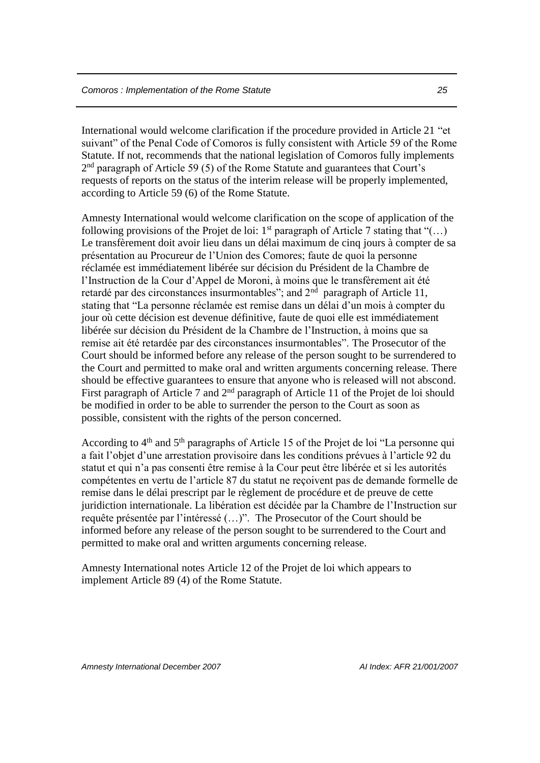International would welcome clarification if the procedure provided in Article 21 "et suivant" of the Penal Code of Comoros is fully consistent with Article 59 of the Rome Statute. If not, recommends that the national legislation of Comoros fully implements 2nd paragraph of Article 59 (5) of the Rome Statute and guarantees that Court's requests of reports on the status of the interim release will be properly implemented, according to Article 59 (6) of the Rome Statute.

Amnesty International would welcome clarification on the scope of application of the following provisions of the Projet de loi: 1st paragraph of Article 7 stating that "(…) Le transfèrement doit avoir lieu dans un délai maximum de cinq jours à compter de sa présentation au Procureur de l'Union des Comores; faute de quoi la personne réclamée est immédiatement libérée sur décision du Président de la Chambre de l'Instruction de la Cour d'Appel de Moroni, à moins que le transfèrement ait été retardé par des circonstances insurmontables"; and 2nd paragraph of Article 11, stating that "La personne réclamée est remise dans un délai d'un mois à compter du jour où cette décision est devenue définitive, faute de quoi elle est immédiatement libérée sur décision du Président de la Chambre de l'Instruction, à moins que sa remise ait été retardée par des circonstances insurmontables". The Prosecutor of the Court should be informed before any release of the person sought to be surrendered to the Court and permitted to make oral and written arguments concerning release. There should be effective guarantees to ensure that anyone who is released will not abscond. First paragraph of Article 7 and 2nd paragraph of Article 11 of the Projet de loi should be modified in order to be able to surrender the person to the Court as soon as possible, consistent with the rights of the person concerned.

According to 4th and 5th paragraphs of Article 15 of the Projet de loi "La personne qui a fait l'objet d'une arrestation provisoire dans les conditions prévues à l'article 92 du statut et qui n'a pas consenti être remise à la Cour peut être libérée et si les autorités compétentes en vertu de l'article 87 du statut ne reçoivent pas de demande formelle de remise dans le délai prescript par le règlement de procédure et de preuve de cette juridiction internationale. La libération est décidée par la Chambre de l'Instruction sur requête présentée par l'intéressé (…)". The Prosecutor of the Court should be informed before any release of the person sought to be surrendered to the Court and permitted to make oral and written arguments concerning release.

Amnesty International notes Article 12 of the Projet de loi which appears to implement Article 89 (4) of the Rome Statute.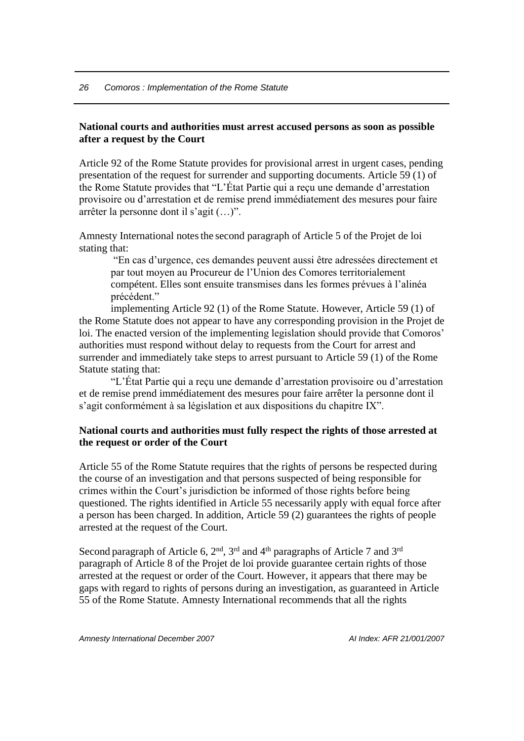**National courts and authorities must arrest accused persons as soon as possible after a request by the Court**

Article 92 of the Rome Statute provides for provisional arrest in urgent cases, pending presentation of the request for surrender and supporting documents. Article 59 (1) of the Rome Statute provides that "L'État Partie qui a reçu une demande d'arrestation provisoire ou d'arrestation et de remise prend immédiatement des mesures pour faire arrêter la personne dont il s'agit (…)".

Amnesty International notes the second paragraph of Article 5 of the Projet de loi stating that:

> "En cas d'urgence, ces demandes peuvent aussi être adressées directement et par tout moyen au Procureur de l'Union des Comores territorialement compétent. Elles sont ensuite transmises dans les formes prévues à l'alinéa précédent."

implementing Article 92 (1) of the Rome Statute. However, Article 59 (1) of the Rome Statute does not appear to have any corresponding provision in the Projet de loi. The enacted version of the implementing legislation should provide that Comoros' authorities must respond without delay to requests from the Court for arrest and surrender and immediately take steps to arrest pursuant to Article 59 (1) of the Rome Statute stating that:

"L'État Partie qui a reçu une demande d'arrestation provisoire ou d'arrestation et de remise prend immédiatement des mesures pour faire arrêter la personne dont il s'agit conformément à sa législation et aux dispositions du chapitre IX".

**National courts and authorities must fully respect the rights of those arrested at the request or order of the Court**

Article 55 of the Rome Statute requires that the rights of persons be respected during the course of an investigation and that persons suspected of being responsible for crimes within the Court's jurisdiction be informed of those rights before being questioned. The rights identified in Article 55 necessarily apply with equal force after a person has been charged. In addition, Article 59 (2) guarantees the rights of people arrested at the request of the Court.

Second paragraph of Article 6, 2nd, 3rd and 4th paragraphs of Article 7 and 3rd paragraph of Article 8 of the Projet de loi provide guarantee certain rights of those arrested at the request or order of the Court. However, it appears that there may be gaps with regard to rights of persons during an investigation, as guaranteed in Article 55 of the Rome Statute. Amnesty International recommends that all the rights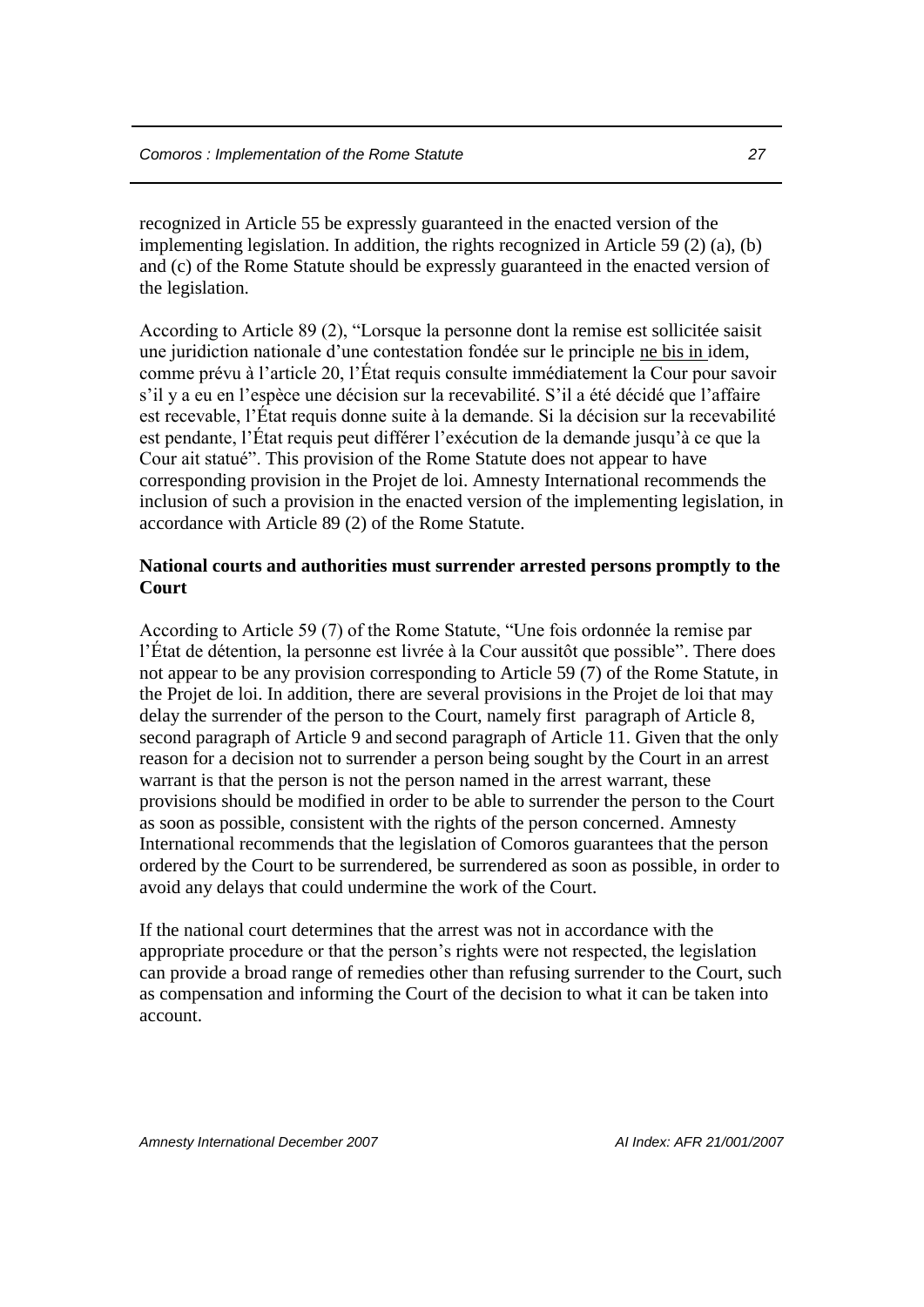recognized in Article 55 be expressly guaranteed in the enacted version of the implementing legislation. In addition, the rights recognized in Article 59 (2) (a), (b) and (c) of the Rome Statute should be expressly guaranteed in the enacted version of the legislation.

According to Article 89 (2), "Lorsque la personne dont la remise est sollicitée saisit une juridiction nationale d'une contestation fondée sur le principle ne bis in idem, comme prévu à l'article 20, l'État requis consulte immédiatement la Cour pour savoir s'il y a eu en l'espèce une décision sur la recevabilité. S'il a été décidé que l'affaire est recevable, l'État requis donne suite à la demande. Si la décision sur la recevabilité est pendante, l'État requis peut différer l'exécution de la demande jusqu'à ce que la Cour ait statué". This provision of the Rome Statute does not appear to have corresponding provision in the Projet de loi. Amnesty International recommends the inclusion of such a provision in the enacted version of the implementing legislation, in accordance with Article 89 (2) of the Rome Statute.

**National courts and authorities must surrender arrested persons promptly to the Court**

According to Article 59 (7) of the Rome Statute, "Une fois ordonnée la remise par l'État de détention, la personne est livrée à la Cour aussitôt que possible". There does not appear to be any provision corresponding to Article 59 (7) of the Rome Statute, in the Projet de loi. In addition, there are several provisions in the Projet de loi that may delay the surrender of the person to the Court, namely first paragraph of Article 8, second paragraph of Article 9 and second paragraph of Article 11. Given that the only reason for a decision not to surrender a person being sought by the Court in an arrest warrant is that the person is not the person named in the arrest warrant, these provisions should be modified in order to be able to surrender the person to the Court as soon as possible, consistent with the rights of the person concerned. Amnesty International recommends that the legislation of Comoros guarantees that the person ordered by the Court to be surrendered, be surrendered as soon as possible, in order to avoid any delays that could undermine the work of the Court.

If the national court determines that the arrest was not in accordance with the appropriate procedure or that the person's rights were not respected, the legislation can provide a broad range of remedies other than refusing surrender to the Court, such as compensation and informing the Court of the decision to what it can be taken into account.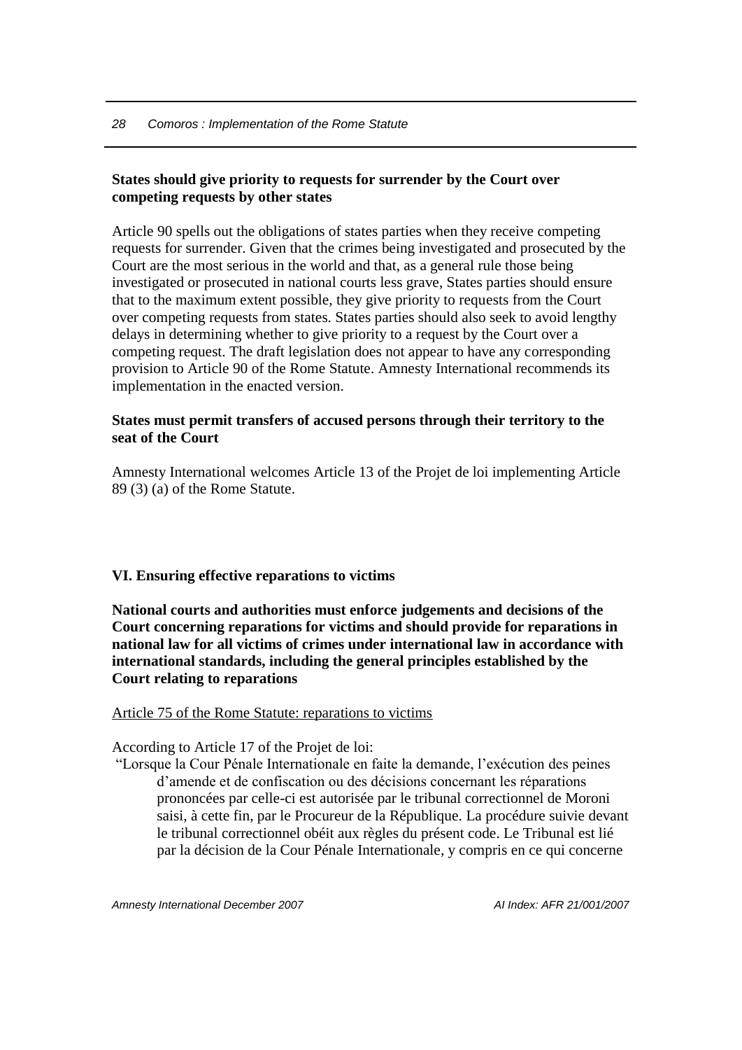**States should give priority to requests for surrender by the Court over competing requests by other states**

Article 90 spells out the obligations of states parties when they receive competing requests for surrender. Given that the crimes being investigated and prosecuted by the Court are the most serious in the world and that, as a general rule those being investigated or prosecuted in national courts less grave, States parties should ensure that to the maximum extent possible, they give priority to requests from the Court over competing requests from states. States parties should also seek to avoid lengthy delays in determining whether to give priority to a request by the Court over a competing request. The draft legislation does not appear to have any corresponding provision to Article 90 of the Rome Statute. Amnesty International recommends its implementation in the enacted version.

**States must permit transfers of accused persons through their territory to the seat of the Court**

Amnesty International welcomes Article 13 of the Projet de loi implementing Article 89 (3) (a) of the Rome Statute.

## VI. Ensuring effective reparations to victims

**National courts and authorities must enforce judgements and decisions of the Court concerning reparations for victims and should provide for reparations in national law for all victims of crimes under international law in accordance with international standards, including the general principles established by the Court relating to reparations**

<u>Article 75 of the Rome Statute: reparations to victims</u>

According to Article 17 of the Projet de loi:

> "Lorsque la Cour Pénale Internationale en faite la demande, l'exécution des peines d'amende et de confiscation ou des décisions concernant les réparations prononcées par celle-ci est autorisée par le tribunal correctionnel de Moroni saisi, à cette fin, par le Procureur de la République. La procédure suivie devant le tribunal correctionnel obéit aux règles du présent code. Le Tribunal est lié par la décision de la Cour Pénale Internationale, y compris en ce qui concerne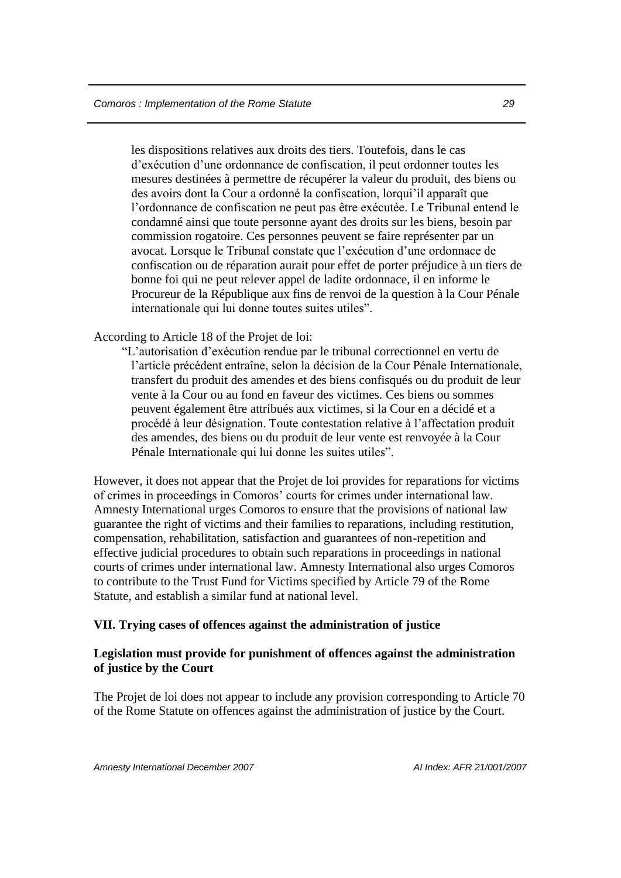les dispositions relatives aux droits des tiers. Toutefois, dans le cas d'exécution d'une ordonnance de confiscation, il peut ordonner toutes les mesures destinées à permettre de récupérer la valeur du produit, des biens ou des avoirs dont la Cour a ordonné la confiscation, lorqui'il apparaît que l'ordonnance de confiscation ne peut pas être exécutée. Le Tribunal entend le condamné ainsi que toute personne ayant des droits sur les biens, besoin par commission rogatoire. Ces personnes peuvent se faire représenter par un avocat. Lorsque le Tribunal constate que l'exécution d'une ordonnace de confiscation ou de réparation aurait pour effet de porter préjudice à un tiers de bonne foi qui ne peut relever appel de ladite ordonnace, il en informe le Procureur de la République aux fins de renvoi de la question à la Cour Pénale internationale qui lui donne toutes suites utiles".

According to Article 18 of the Projet de loi:

> "L'autorisation d'exécution rendue par le tribunal correctionnel en vertu de l'article précédent entraîne, selon la décision de la Cour Pénale Internationale, transfert du produit des amendes et des biens confisqués ou du produit de leur vente à la Cour ou au fond en faveur des victimes. Ces biens ou sommes peuvent également être attribués aux victimes, si la Cour en a décidé et a procédé à leur désignation. Toute contestation relative à l'affectation produit des amendes, des biens ou du produit de leur vente est renvoyée à la Cour Pénale Internationale qui lui donne les suites utiles".

However, it does not appear that the Projet de loi provides for reparations for victims of crimes in proceedings in Comoros' courts for crimes under international law. Amnesty International urges Comoros to ensure that the provisions of national law guarantee the right of victims and their families to reparations, including restitution, compensation, rehabilitation, satisfaction and guarantees of non-repetition and effective judicial procedures to obtain such reparations in proceedings in national courts of crimes under international law. Amnesty International also urges Comoros to contribute to the Trust Fund for Victims specified by Article 79 of the Rome Statute, and establish a similar fund at national level.

## VII. Trying cases of offences against the administration of justice

### Legislation must provide for punishment of offences against the administration of justice by the Court

The Projet de loi does not appear to include any provision corresponding to Article 70 of the Rome Statute on offences against the administration of justice by the Court.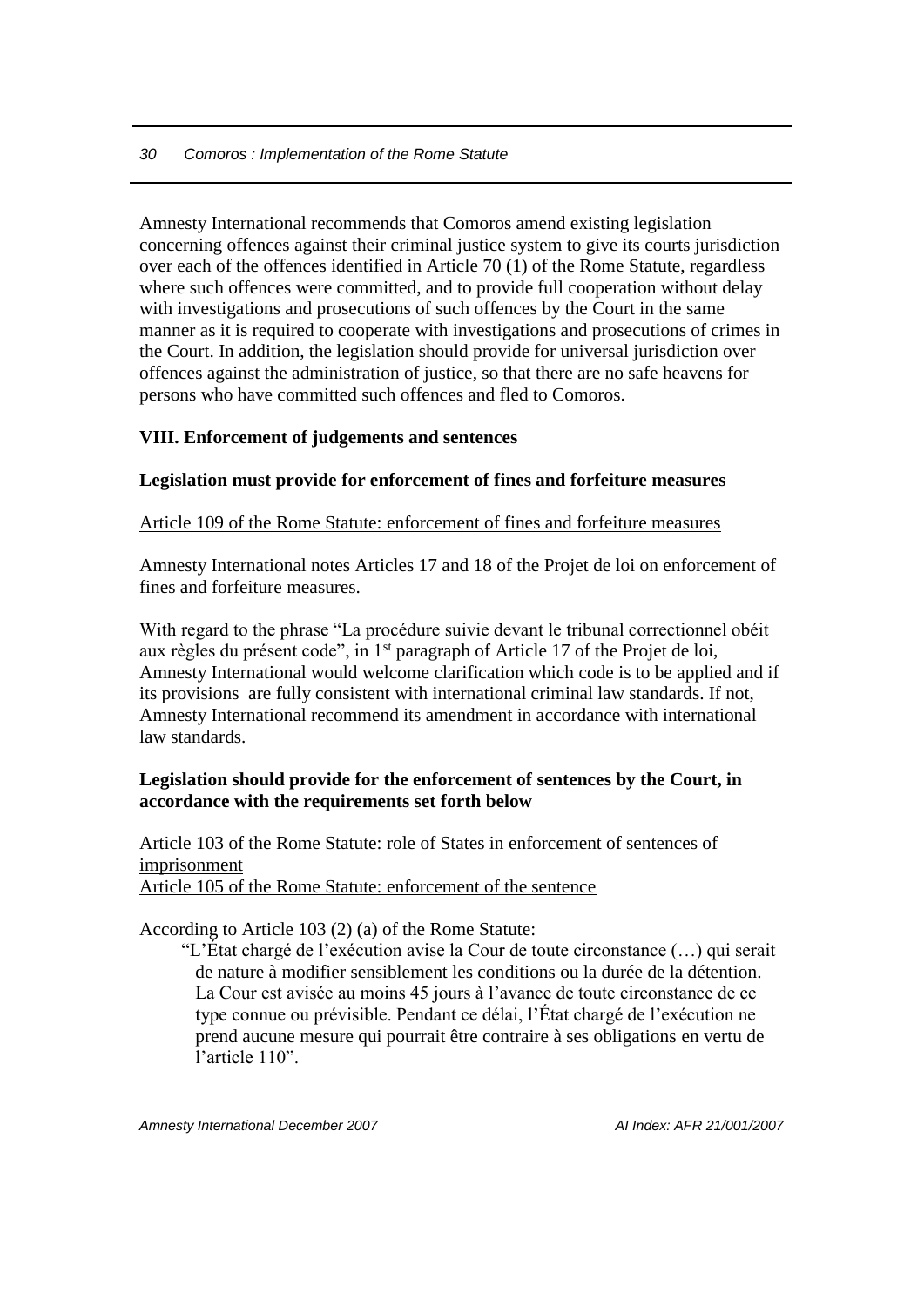Amnesty International recommends that Comoros amend existing legislation concerning offences against their criminal justice system to give its courts jurisdiction over each of the offences identified in Article 70 (1) of the Rome Statute, regardless where such offences were committed, and to provide full cooperation without delay with investigations and prosecutions of such offences by the Court in the same manner as it is required to cooperate with investigations and prosecutions of crimes in the Court. In addition, the legislation should provide for universal jurisdiction over offences against the administration of justice, so that there are no safe heavens for persons who have committed such offences and fled to Comoros.

## VIII. Enforcement of judgements and sentences

### Legislation must provide for enforcement of fines and forfeiture measures

<u>Article 109 of the Rome Statute: enforcement of fines and forfeiture measures</u>

Amnesty International notes Articles 17 and 18 of the Projet de loi on enforcement of fines and forfeiture measures.

With regard to the phrase "La procédure suivie devant le tribunal correctionnel obéit aux règles du présent code", in 1st paragraph of Article 17 of the Projet de loi, Amnesty International would welcome clarification which code is to be applied and if its provisions are fully consistent with international criminal law standards. If not, Amnesty International recommend its amendment in accordance with international law standards.

### Legislation should provide for the enforcement of sentences by the Court, in accordance with the requirements set forth below

<u>Article 103 of the Rome Statute: role of States in enforcement of sentences of imprisonment</u>
<u>Article 105 of the Rome Statute: enforcement of the sentence</u>

According to Article 103 (2) (a) of the Rome Statute:

> "L'État chargé de l'exécution avise la Cour de toute circonstance (…) qui serait de nature à modifier sensiblement les conditions ou la durée de la détention. La Cour est avisée au moins 45 jours à l'avance de toute circonstance de ce type connue ou prévisible. Pendant ce délai, l'État chargé de l'exécution ne prend aucune mesure qui pourrait être contraire à ses obligations en vertu de l'article 110".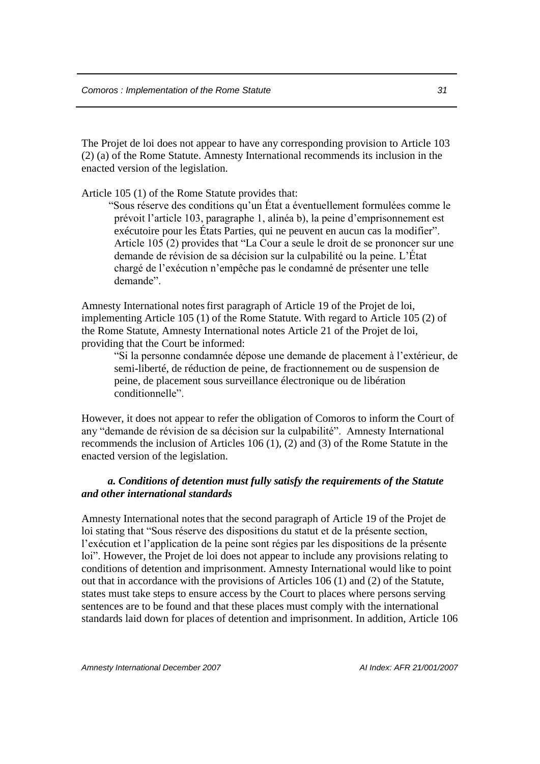The Projet de loi does not appear to have any corresponding provision to Article 103 (2) (a) of the Rome Statute. Amnesty International recommends its inclusion in the enacted version of the legislation.

Article 105 (1) of the Rome Statute provides that:

> "Sous réserve des conditions qu'un État a éventuellement formulées comme le prévoit l'article 103, paragraphe 1, alinéa b), la peine d'emprisonnement est exécutoire pour les États Parties, qui ne peuvent en aucun cas la modifier". Article 105 (2) provides that "La Cour a seule le droit de se prononcer sur une demande de révision de sa décision sur la culpabilité ou la peine. L'État chargé de l'exécution n'empêche pas le condamné de présenter une telle demande".

Amnesty International notes first paragraph of Article 19 of the Projet de loi, implementing Article 105 (1) of the Rome Statute. With regard to Article 105 (2) of the Rome Statute, Amnesty International notes Article 21 of the Projet de loi, providing that the Court be informed:

> "Si la personne condamnée dépose une demande de placement à l'extérieur, de semi-liberté, de réduction de peine, de fractionnement ou de suspension de peine, de placement sous surveillance électronique ou de libération conditionnelle".

However, it does not appear to refer the obligation of Comoros to inform the Court of any "demande de révision de sa décision sur la culpabilité". Amnesty International recommends the inclusion of Articles 106 (1), (2) and (3) of the Rome Statute in the enacted version of the legislation.

***a. Conditions of detention must fully satisfy the requirements of the Statute and other international standards***

Amnesty International notes that the second paragraph of Article 19 of the Projet de loi stating that "Sous réserve des dispositions du statut et de la présente section, l'exécution et l'application de la peine sont régies par les dispositions de la présente loi". However, the Projet de loi does not appear to include any provisions relating to conditions of detention and imprisonment. Amnesty International would like to point out that in accordance with the provisions of Articles 106 (1) and (2) of the Statute, states must take steps to ensure access by the Court to places where persons serving sentences are to be found and that these places must comply with the international standards laid down for places of detention and imprisonment. In addition, Article 106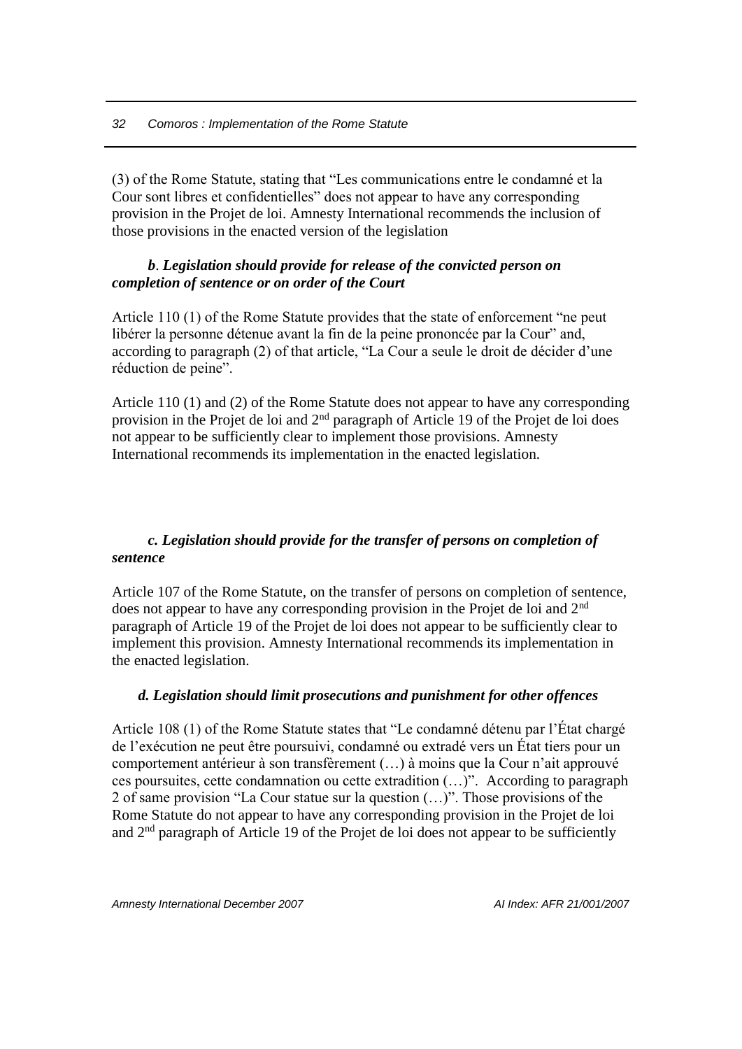(3) of the Rome Statute, stating that "Les communications entre le condamné et la Cour sont libres et confidentielles" does not appear to have any corresponding provision in the Projet de loi. Amnesty International recommends the inclusion of those provisions in the enacted version of the legislation

***b*. *Legislation should provide for release of the convicted person on completion of sentence or on order of the Court***

Article 110 (1) of the Rome Statute provides that the state of enforcement "ne peut libérer la personne détenue avant la fin de la peine prononcée par la Cour" and, according to paragraph (2) of that article, "La Cour a seule le droit de décider d'une réduction de peine".

Article 110 (1) and (2) of the Rome Statute does not appear to have any corresponding provision in the Projet de loi and 2nd paragraph of Article 19 of the Projet de loi does not appear to be sufficiently clear to implement those provisions. Amnesty International recommends its implementation in the enacted legislation.

***c. Legislation should provide for the transfer of persons on completion of sentence***

Article 107 of the Rome Statute, on the transfer of persons on completion of sentence, does not appear to have any corresponding provision in the Projet de loi and 2nd paragraph of Article 19 of the Projet de loi does not appear to be sufficiently clear to implement this provision. Amnesty International recommends its implementation in the enacted legislation.

***d. Legislation should limit prosecutions and punishment for other offences***

Article 108 (1) of the Rome Statute states that "Le condamné détenu par l'État chargé de l'exécution ne peut être poursuivi, condamné ou extradé vers un État tiers pour un comportement antérieur à son transfèrement (…) à moins que la Cour n'ait approuvé ces poursuites, cette condamnation ou cette extradition (…)". According to paragraph 2 of same provision "La Cour statue sur la question (…)". Those provisions of the Rome Statute do not appear to have any corresponding provision in the Projet de loi and 2nd paragraph of Article 19 of the Projet de loi does not appear to be sufficiently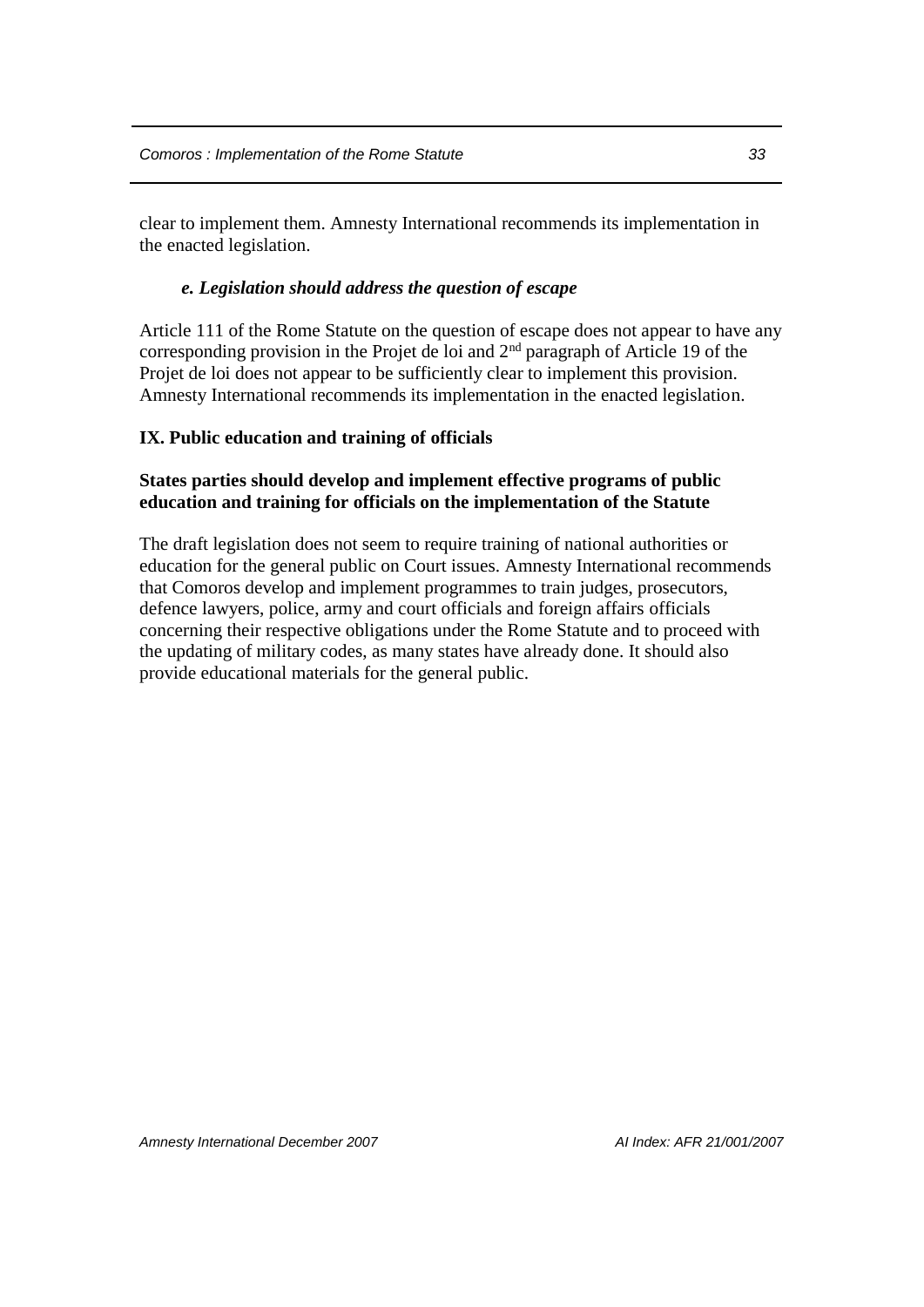clear to implement them. Amnesty International recommends its implementation in the enacted legislation.

### *e. Legislation should address the question of escape*

Article 111 of the Rome Statute on the question of escape does not appear to have any corresponding provision in the Projet de loi and 2nd paragraph of Article 19 of the Projet de loi does not appear to be sufficiently clear to implement this provision. Amnesty International recommends its implementation in the enacted legislation.

## IX. Public education and training of officials

**States parties should develop and implement effective programs of public education and training for officials on the implementation of the Statute**

The draft legislation does not seem to require training of national authorities or education for the general public on Court issues. Amnesty International recommends that Comoros develop and implement programmes to train judges, prosecutors, defence lawyers, police, army and court officials and foreign affairs officials concerning their respective obligations under the Rome Statute and to proceed with the updating of military codes, as many states have already done. It should also provide educational materials for the general public.